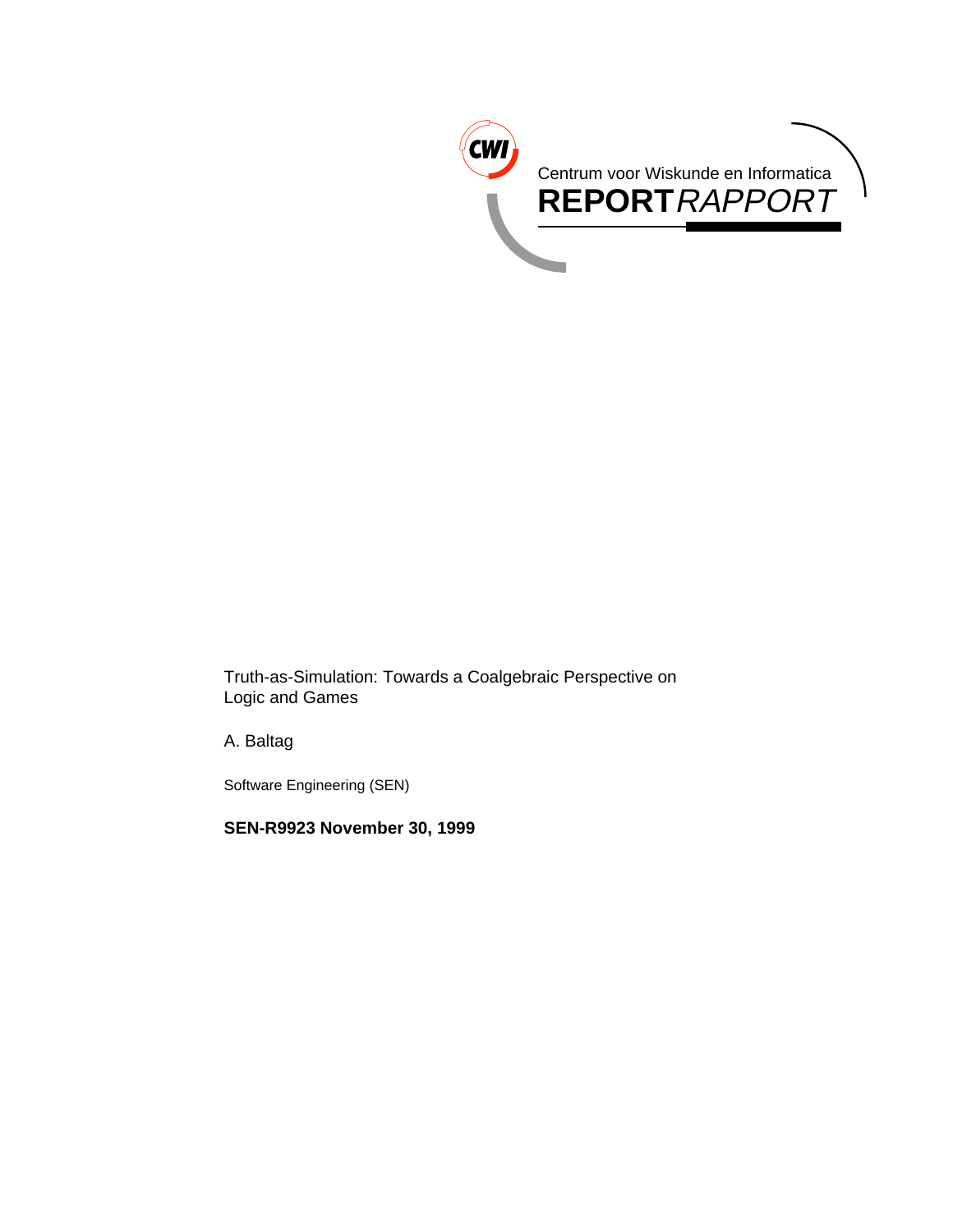Centrum voor Wiskunde en Informatica

**REPORT** *RAPPORT*

Truth-as-Simulation: Towards a Coalgebraic Perspective on Logic and Games

A. Baltag

Software Engineering (SEN)

**SEN-R9923 November 30, 1999**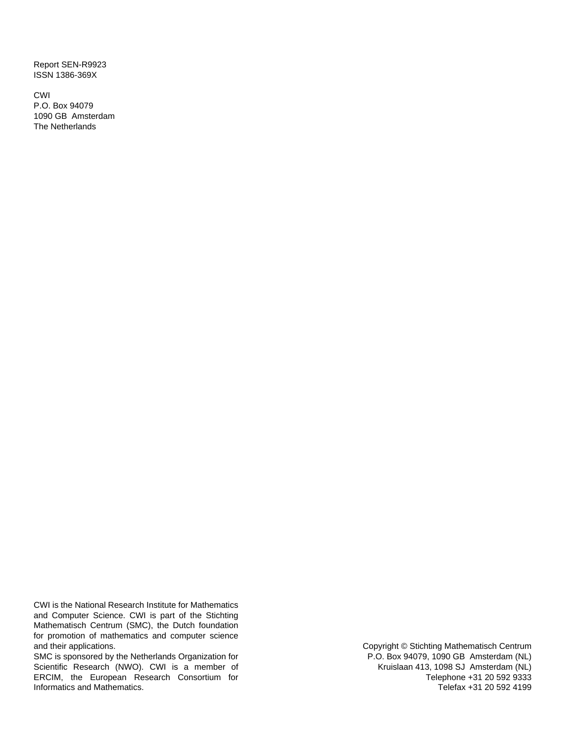Report SEN-R9923
ISSN 1386-369X

CWI
P.O. Box 94079
1090 GB Amsterdam
The Netherlands

CWI is the National Research Institute for Mathematics and Computer Science. CWI is part of the Stichting Mathematisch Centrum (SMC), the Dutch foundation for promotion of mathematics and computer science and their applications.
SMC is sponsored by the Netherlands Organization for Scientific Research (NWO). CWI is a member of ERCIM, the European Research Consortium for Informatics and Mathematics.

Copyright © Stichting Mathematisch Centrum
P.O. Box 94079, 1090 GB Amsterdam (NL)
Kruislaan 413, 1098 SJ Amsterdam (NL)
Telephone +31 20 592 9333
Telefax +31 20 592 4199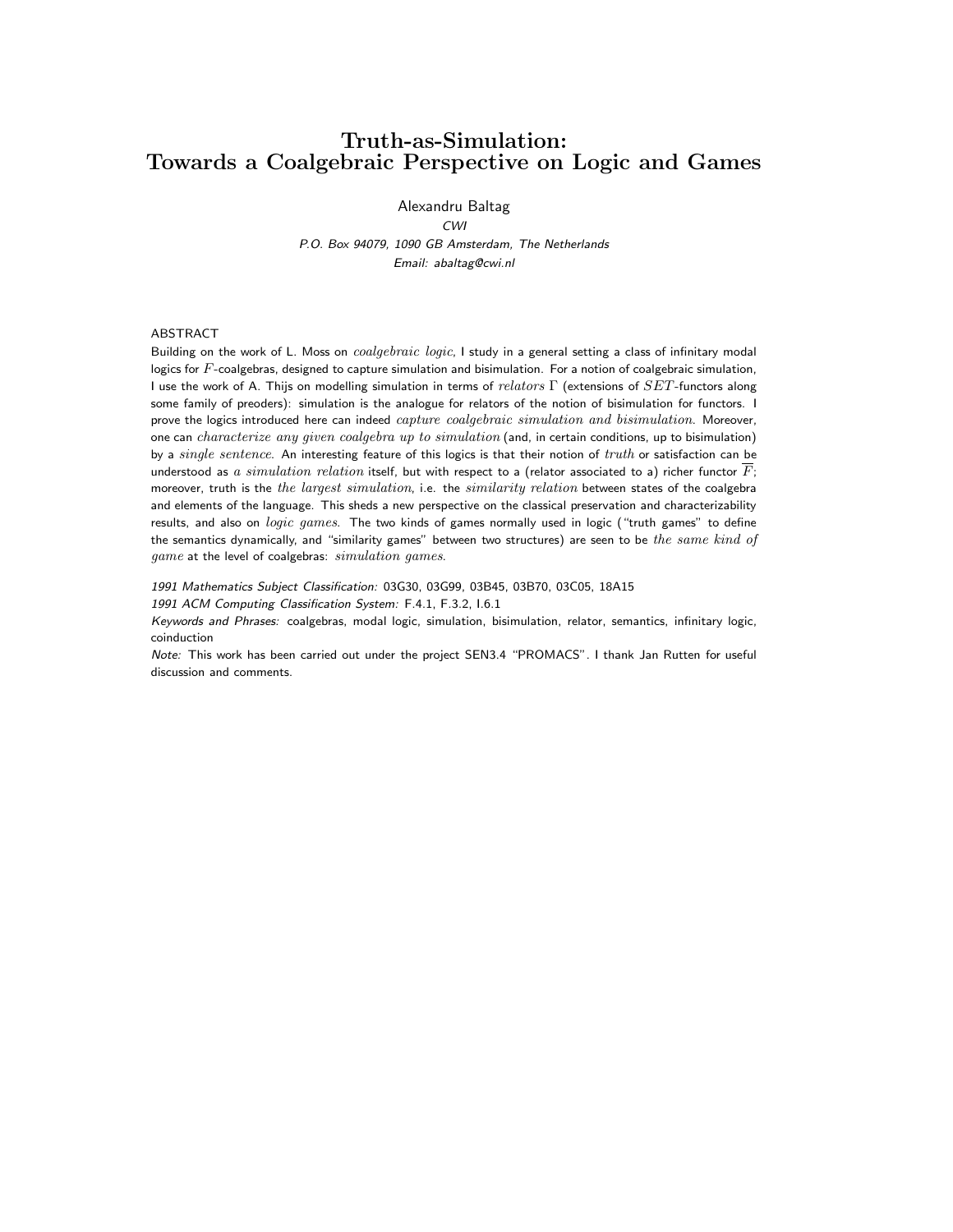# Truth-as-Simulation: Towards a Coalgebraic Perspective on Logic and Games

Alexandru Baltag

*CWI*

*P.O. Box 94079, 1090 GB Amsterdam, The Netherlands*

*Email: abaltag@cwi.nl*

ABSTRACT

Building on the work of L. Moss on *coalgebraic logic*, I study in a general setting a class of infinitary modal logics for $F$-coalgebras, designed to capture simulation and bisimulation. For a notion of coalgebraic simulation, I use the work of A. Thijs on modelling simulation in terms of *relators* $\Gamma$ (extensions of $SET$-functors along some family of preoders): simulation is the analogue for relators of the notion of bisimulation for functors. I prove the logics introduced here can indeed *capture coalgebraic simulation and bisimulation*. Moreover, one can *characterize any given coalgebra up to simulation* (and, in certain conditions, up to bisimulation) by a *single sentence*. An interesting feature of this logics is that their notion of *truth* or satisfaction can be understood as *a simulation relation* itself, but with respect to a (relator associated to a) richer functor $\overline{F}$; moreover, truth is the *the largest simulation*, i.e. the *similarity relation* between states of the coalgebra and elements of the language. This sheds a new perspective on the classical preservation and characterizability results, and also on *logic games*. The two kinds of games normally used in logic ("truth games" to define the semantics dynamically, and "similarity games" between two structures) are seen to be *the same kind of game* at the level of coalgebras: *simulation games*.

*1991 Mathematics Subject Classification:* 03G30, 03G99, 03B45, 03B70, 03C05, 18A15

*1991 ACM Computing Classification System:* F.4.1, F.3.2, I.6.1

*Keywords and Phrases:* coalgebras, modal logic, simulation, bisimulation, relator, semantics, infinitary logic, coinduction

*Note:* This work has been carried out under the project SEN3.4 "PROMACS". I thank Jan Rutten for useful discussion and comments.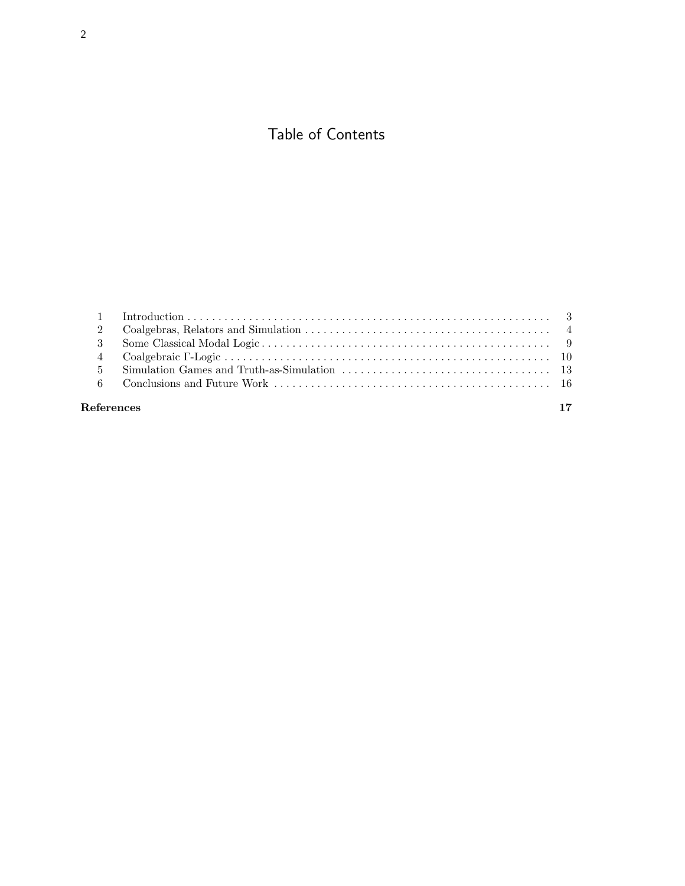# Table of Contents

| | | |
|---|---|---|
| 1 | Introduction | 3 |
| 2 | Coalgebras, Relators and Simulation | 4 |
| 3 | Some Classical Modal Logic | 9 |
| 4 | Coalgebraic $\Gamma$-Logic | 10 |
| 5 | Simulation Games and Truth-as-Simulation | 13 |
| 6 | Conclusions and Future Work | 16 |
| **References** | | **17** |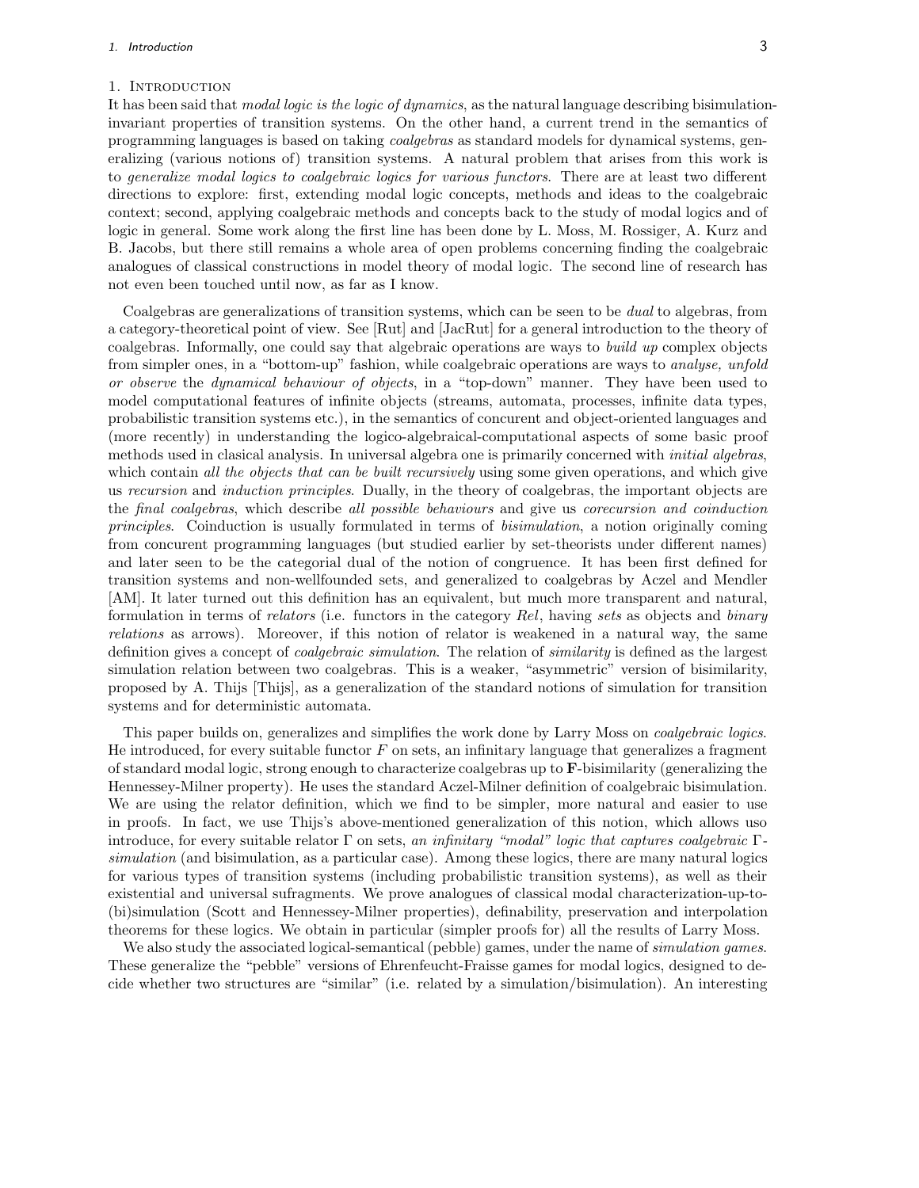## 1. Introduction

It has been said that *modal logic is the logic of dynamics*, as the natural language describing bisimulation-invariant properties of transition systems. On the other hand, a current trend in the semantics of programming languages is based on taking *coalgebras* as standard models for dynamical systems, generalizing (various notions of) transition systems. A natural problem that arises from this work is to *generalize modal logics to coalgebraic logics for various functors*. There are at least two different directions to explore: first, extending modal logic concepts, methods and ideas to the coalgebraic context; second, applying coalgebraic methods and concepts back to the study of modal logics and of logic in general. Some work along the first line has been done by L. Moss, M. Rossiger, A. Kurz and B. Jacobs, but there still remains a whole area of open problems concerning finding the coalgebraic analogues of classical constructions in model theory of modal logic. The second line of research has not even been touched until now, as far as I know.

Coalgebras are generalizations of transition systems, which can be seen to be *dual* to algebras, from a category-theoretical point of view. See [Rut] and [JacRut] for a general introduction to the theory of coalgebras. Informally, one could say that algebraic operations are ways to *build up* complex objects from simpler ones, in a "bottom-up" fashion, while coalgebraic operations are ways to *analyse, unfold or observe* the *dynamical behaviour of objects*, in a "top-down" manner. They have been used to model computational features of infinite objects (streams, automata, processes, infinite data types, probabilistic transition systems etc.), in the semantics of concurent and object-oriented languages and (more recently) in understanding the logico-algebraical-computational aspects of some basic proof methods used in clasical analysis. In universal algebra one is primarily concerned with *initial algebras*, which contain *all the objects that can be built recursively* using some given operations, and which give us *recursion* and *induction principles*. Dually, in the theory of coalgebras, the important objects are the *final coalgebras*, which describe *all possible behaviours* and give us *corecursion and coinduction principles*. Coinduction is usually formulated in terms of *bisimulation*, a notion originally coming from concurent programming languages (but studied earlier by set-theorists under different names) and later seen to be the categorial dual of the notion of congruence. It has been first defined for transition systems and non-wellfounded sets, and generalized to coalgebras by Aczel and Mendler [AM]. It later turned out this definition has an equivalent, but much more transparent and natural, formulation in terms of *relators* (i.e. functors in the category *Rel*, having *sets* as objects and *binary relations* as arrows). Moreover, if this notion of relator is weakened in a natural way, the same definition gives a concept of *coalgebraic simulation*. The relation of *similarity* is defined as the largest simulation relation between two coalgebras. This is a weaker, "asymmetric" version of bisimilarity, proposed by A. Thijs [Thijs], as a generalization of the standard notions of simulation for transition systems and for deterministic automata.

This paper builds on, generalizes and simplifies the work done by Larry Moss on *coalgebraic logics*. He introduced, for every suitable functor $F$ on sets, an infinitary language that generalizes a fragment of standard modal logic, strong enough to characterize coalgebras up to **F**-bisimilarity (generalizing the Hennessey-Milner property). He uses the standard Aczel-Milner definition of coalgebraic bisimulation. We are using the relator definition, which we find to be simpler, more natural and easier to use in proofs. In fact, we use Thijs's above-mentioned generalization of this notion, which allows uso introduce, for every suitable relator $\Gamma$ on sets, *an infinitary "modal" logic that captures coalgebraic $\Gamma$-simulation* (and bisimulation, as a particular case). Among these logics, there are many natural logics for various types of transition systems (including probabilistic transition systems), as well as their existential and universal sufragments. We prove analogues of classical modal characterization-up-to-(bi)simulation (Scott and Hennessey-Milner properties), definability, preservation and interpolation theorems for these logics. We obtain in particular (simpler proofs for) all the results of Larry Moss.

We also study the associated logical-semantical (pebble) games, under the name of *simulation games*. These generalize the "pebble" versions of Ehrenfeucht-Fraisse games for modal logics, designed to decide whether two structures are "similar" (i.e. related by a simulation/bisimulation). An interesting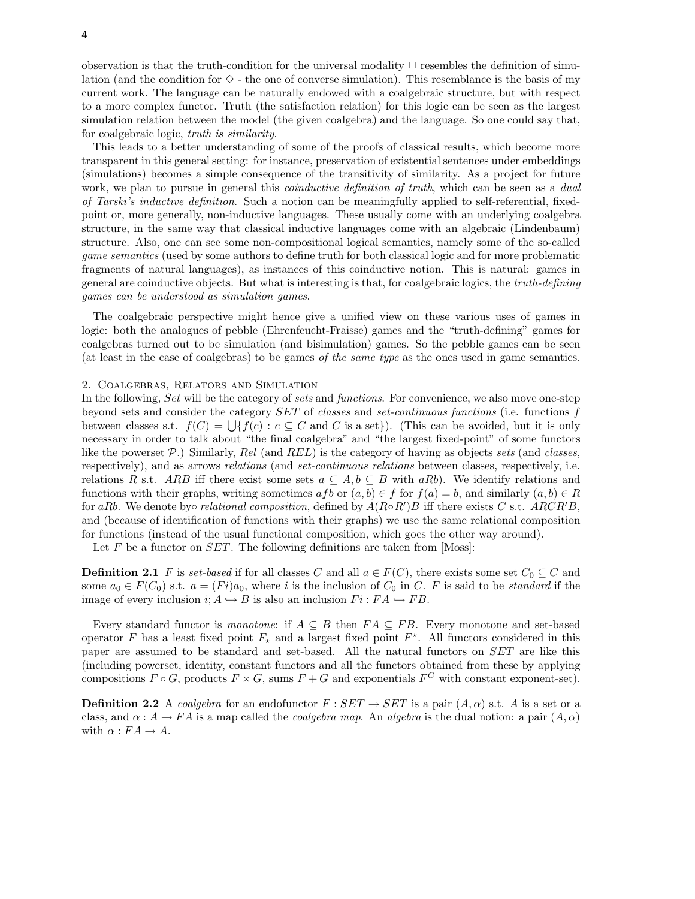observation is that the truth-condition for the universal modality $\Box$ resembles the definition of simulation (and the condition for $\Diamond$ - the one of converse simulation). This resemblance is the basis of my current work. The language can be naturally endowed with a coalgebraic structure, but with respect to a more complex functor. Truth (the satisfaction relation) for this logic can be seen as the largest simulation relation between the model (the given coalgebra) and the language. So one could say that, for coalgebraic logic, *truth is similarity*.

This leads to a better understanding of some of the proofs of classical results, which become more transparent in this general setting: for instance, preservation of existential sentences under embeddings (simulations) becomes a simple consequence of the transitivity of similarity. As a project for future work, we plan to pursue in general this *coinductive definition of truth*, which can be seen as a *dual of Tarski's inductive definition*. Such a notion can be meaningfully applied to self-referential, fixed-point or, more generally, non-inductive languages. These usually come with an underlying coalgebra structure, in the same way that classical inductive languages come with an algebraic (Lindenbaum) structure. Also, one can see some non-compositional logical semantics, namely some of the so-called *game semantics* (used by some authors to define truth for both classical logic and for more problematic fragments of natural languages), as instances of this coinductive notion. This is natural: games in general are coinductive objects. But what is interesting is that, for coalgebraic logics, the *truth-defining games can be understood as simulation games*.

The coalgebraic perspective might hence give a unified view on these various uses of games in logic: both the analogues of pebble (Ehrenfeucht-Fraisse) games and the "truth-defining" games for coalgebras turned out to be simulation (and bisimulation) games. So the pebble games can be seen (at least in the case of coalgebras) to be games *of the same type* as the ones used in game semantics.

## 2. Coalgebras, Relators and Simulation

In the following, $Set$ will be the category of *sets* and *functions*. For convenience, we also move one-step beyond sets and consider the category $SET$ of *classes* and *set-continuous functions* (i.e. functions $f$ between classes s.t. $f(C) = \bigcup\{f(c) : c \subseteq C$ and $C$ is a set$\}$). (This can be avoided, but it is only necessary in order to talk about "the final coalgebra" and "the largest fixed-point" of some functors like the powerset $\mathcal{P}$.) Similarly, $Rel$ (and $REL$) is the category of having as objects *sets* (and *classes*, respectively), and as arrows *relations* (and *set-continuous relations* between classes, respectively, i.e. relations $R$ s.t. $ARB$ iff there exist some sets $a \subseteq A, b \subseteq B$ with $aRb$). We identify relations and functions with their graphs, writing sometimes $afb$ or $(a, b) \in f$ for $f(a) = b$, and similarly $(a, b) \in R$ for $aRb$. We denote by$\circ$ *relational composition*, defined by $A(R \circ R')B$ iff there exists $C$ s.t. $ARCR'B$, and (because of identification of functions with their graphs) we use the same relational composition for functions (instead of the usual functional composition, which goes the other way around).

Let $F$ be a functor on $SET$. The following definitions are taken from [Moss]:

**Definition 2.1** $F$ is *set-based* if for all classes $C$ and all $a \in F(C)$, there exists some set $C_0 \subseteq C$ and some $a_0 \in F(C_0)$ s.t. $a = (Fi)a_0$, where $i$ is the inclusion of $C_0$ in $C$. $F$ is said to be *standard* if the image of every inclusion $i; A \hookrightarrow B$ is also an inclusion $Fi : FA \hookrightarrow FB$.

Every standard functor is *monotone*: if $A \subseteq B$ then $FA \subseteq FB$. Every monotone and set-based operator $F$ has a least fixed point $F_\star$ and a largest fixed point $F^\star$. All functors considered in this paper are assumed to be standard and set-based. All the natural functors on $SET$ are like this (including powerset, identity, constant functors and all the functors obtained from these by applying compositions $F \circ G$, products $F \times G$, sums $F + G$ and exponentials $F^C$ with constant exponent-set).

**Definition 2.2** A *coalgebra* for an endofunctor $F : SET \to SET$ is a pair $(A, \alpha)$ s.t. $A$ is a set or a class, and $\alpha : A \to FA$ is a map called the *coalgebra map*. An *algebra* is the dual notion: a pair $(A, \alpha)$ with $\alpha : FA \to A$.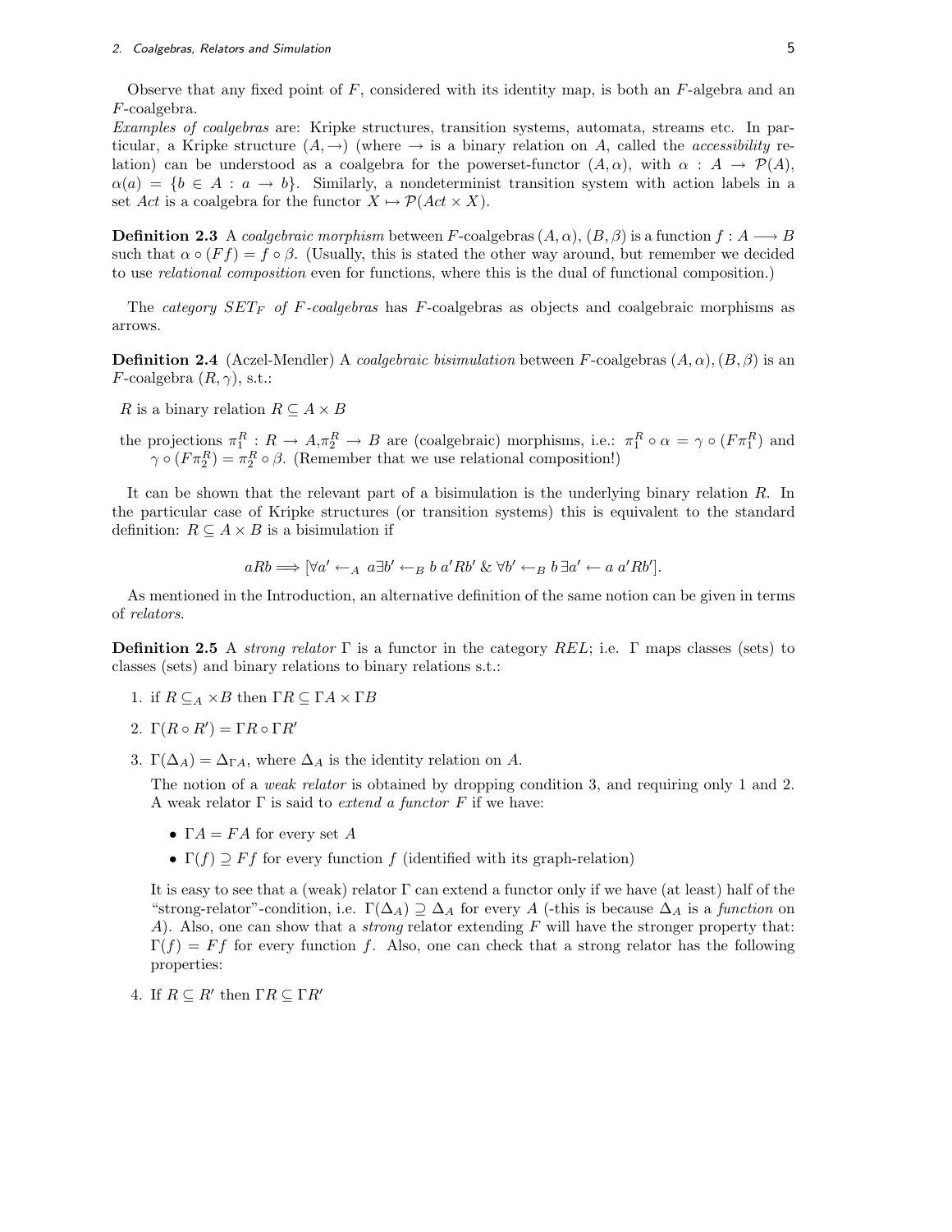Observe that any fixed point of $F$, considered with its identity map, is both an $F$-algebra and an $F$-coalgebra.

*Examples of coalgebras* are: Kripke structures, transition systems, automata, streams etc. In particular, a Kripke structure $(A, \rightarrow)$ (where $\rightarrow$ is a binary relation on $A$, called the *accessibility* relation) can be understood as a coalgebra for the powerset-functor $(A, \alpha)$, with $\alpha : A \rightarrow \mathcal{P}(A)$, $\alpha(a) = \{b \in A : a \rightarrow b\}$. Similarly, a nondeterminist transition system with action labels in a set $Act$ is a coalgebra for the functor $X \mapsto \mathcal{P}(Act \times X)$.

**Definition 2.3** A *coalgebraic morphism* between $F$-coalgebras $(A, \alpha)$, $(B, \beta)$ is a function $f : A \longrightarrow B$ such that $\alpha \circ (Ff) = f \circ \beta$. (Usually, this is stated the other way around, but remember we decided to use *relational composition* even for functions, where this is the dual of functional composition.)

The *category $SET_F$ of $F$-coalgebras* has $F$-coalgebras as objects and coalgebraic morphisms as arrows.

**Definition 2.4** (Aczel-Mendler) A *coalgebraic bisimulation* between $F$-coalgebras $(A, \alpha)$, $(B, \beta)$ is an $F$-coalgebra $(R, \gamma)$, s.t.:

$R$ is a binary relation $R \subseteq A \times B$

the projections $\pi_1^R : R \rightarrow A$,$\pi_2^R \rightarrow B$ are (coalgebraic) morphisms, i.e.: $\pi_1^R \circ \alpha = \gamma \circ (F\pi_1^R)$ and $\gamma \circ (F\pi_2^R) = \pi_2^R \circ \beta$. (Remember that we use relational composition!)

It can be shown that the relevant part of a bisimulation is the underlying binary relation $R$. In the particular case of Kripke structures (or transition systems) this is equivalent to the standard definition: $R \subseteq A \times B$ is a bisimulation if

$$aRb \Longrightarrow [\forall a' \leftarrow_A \, a \exists b' \leftarrow_B \, b \; a'Rb' \; \& \; \forall b' \leftarrow_B \, b \, \exists a' \leftarrow a \; a'Rb'].$$

As mentioned in the Introduction, an alternative definition of the same notion can be given in terms of *relators*.

**Definition 2.5** A *strong relator* $\Gamma$ is a functor in the category $REL$; i.e. $\Gamma$ maps classes (sets) to classes (sets) and binary relations to binary relations s.t.:

1. if $R \subseteq_A \times B$ then $\Gamma R \subseteq \Gamma A \times \Gamma B$
2. $\Gamma(R \circ R') = \Gamma R \circ \Gamma R'$
3. $\Gamma(\Delta_A) = \Delta_{\Gamma A}$, where $\Delta_A$ is the identity relation on $A$.

   The notion of a *weak relator* is obtained by dropping condition 3, and requiring only 1 and 2. A weak relator $\Gamma$ is said to *extend a functor* $F$ if we have:

   - $\Gamma A = FA$ for every set $A$
   - $\Gamma(f) \supseteq Ff$ for every function $f$ (identified with its graph-relation)

   It is easy to see that a (weak) relator $\Gamma$ can extend a functor only if we have (at least) half of the "strong-relator"-condition, i.e. $\Gamma(\Delta_A) \supseteq \Delta_A$ for every $A$ (-this is because $\Delta_A$ is a *function* on $A$). Also, one can show that a *strong* relator extending $F$ will have the stronger property that: $\Gamma(f) = Ff$ for every function $f$. Also, one can check that a strong relator has the following properties:

4. If $R \subseteq R'$ then $\Gamma R \subseteq \Gamma R'$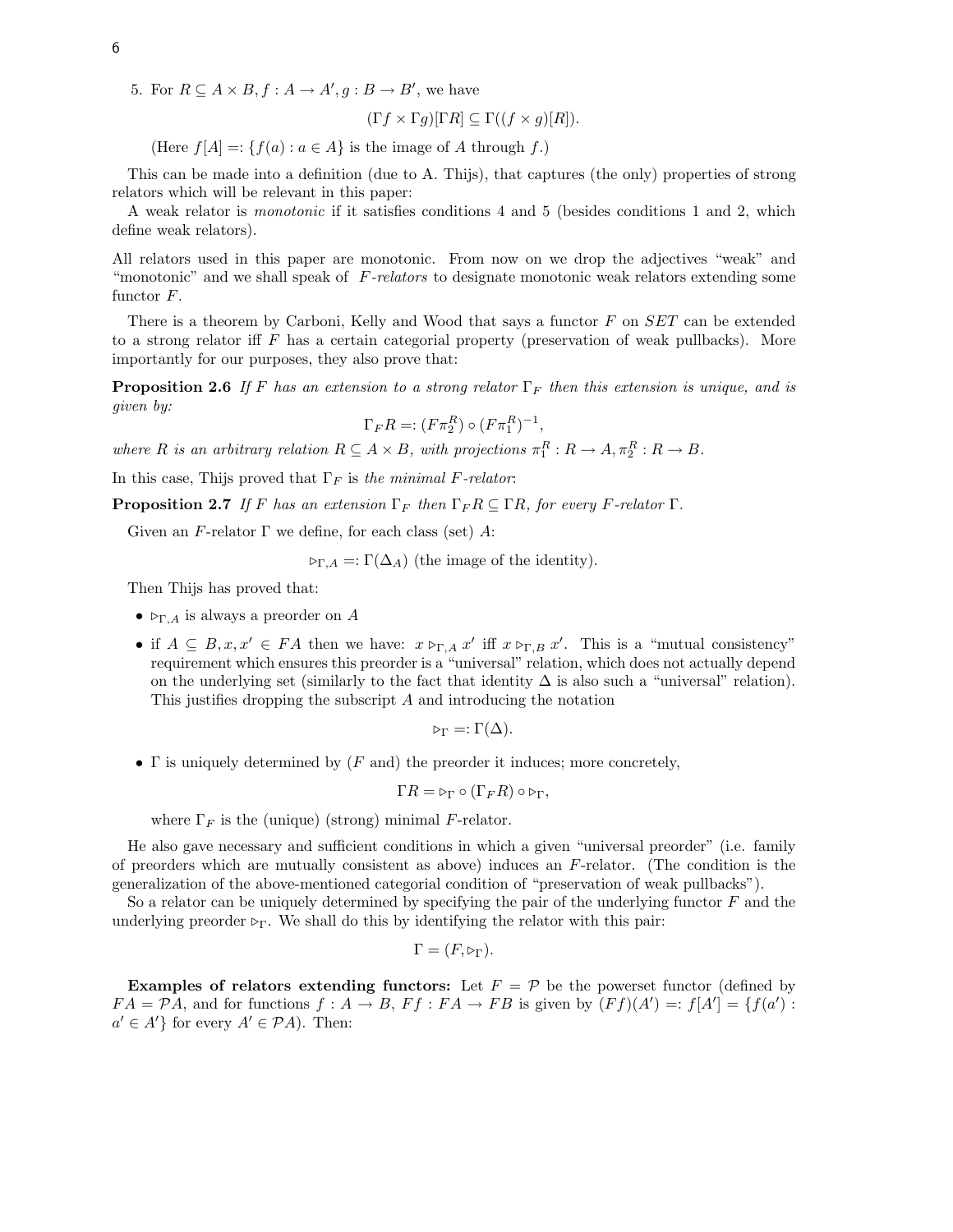5. For $R \subseteq A \times B, f : A \to A', g : B \to B'$, we have

$$(\Gamma f \times \Gamma g)[\Gamma R] \subseteq \Gamma((f \times g)[R]).$$

(Here $f[A] =: \{f(a) : a \in A\}$ is the image of $A$ through $f$.)

This can be made into a definition (due to A. Thijs), that captures (the only) properties of strong relators which will be relevant in this paper:

A weak relator is *monotonic* if it satisfies conditions 4 and 5 (besides conditions 1 and 2, which define weak relators).

All relators used in this paper are monotonic. From now on we drop the adjectives "weak" and "monotonic" and we shall speak of *F-relators* to designate monotonic weak relators extending some functor $F$.

There is a theorem by Carboni, Kelly and Wood that says a functor $F$ on $SET$ can be extended to a strong relator iff $F$ has a certain categorial property (preservation of weak pullbacks). More importantly for our purposes, they also prove that:

**Proposition 2.6** *If $F$ has an extension to a strong relator $\Gamma_F$ then this extension is unique, and is given by:*

$$\Gamma_F R =: (F\pi_2^R) \circ (F\pi_1^R)^{-1},$$

*where $R$ is an arbitrary relation $R \subseteq A \times B$, with projections $\pi_1^R : R \to A, \pi_2^R : R \to B$.*

In this case, Thijs proved that $\Gamma_F$ is *the minimal F-relator*:

**Proposition 2.7** *If $F$ has an extension $\Gamma_F$ then $\Gamma_F R \subseteq \Gamma R$, for every $F$-relator $\Gamma$.*

Given an $F$-relator $\Gamma$ we define, for each class (set) $A$:

$$\triangleright_{\Gamma,A} =: \Gamma(\Delta_A) \text{ (the image of the identity).}$$

Then Thijs has proved that:

- $\triangleright_{\Gamma,A}$ is always a preorder on $A$
- if $A \subseteq B, x, x' \in FA$ then we have: $x \triangleright_{\Gamma,A} x'$ iff $x \triangleright_{\Gamma,B} x'$. This is a "mutual consistency" requirement which ensures this preorder is a "universal" relation, which does not actually depend on the underlying set (similarly to the fact that identity $\Delta$ is also such a "universal" relation). This justifies dropping the subscript $A$ and introducing the notation

$$\triangleright_\Gamma =: \Gamma(\Delta).$$

- $\Gamma$ is uniquely determined by ($F$ and) the preorder it induces; more concretely,

$$\Gamma R = \triangleright_\Gamma \circ (\Gamma_F R) \circ \triangleright_\Gamma,$$

where $\Gamma_F$ is the (unique) (strong) minimal $F$-relator.

He also gave necessary and sufficient conditions in which a given "universal preorder" (i.e. family of preorders which are mutually consistent as above) induces an $F$-relator. (The condition is the generalization of the above-mentioned categorial condition of "preservation of weak pullbacks").

So a relator can be uniquely determined by specifying the pair of the underlying functor $F$ and the underlying preorder $\triangleright_\Gamma$. We shall do this by identifying the relator with this pair:

$$\Gamma = (F, \triangleright_\Gamma).$$

**Examples of relators extending functors:** Let $F = \mathcal{P}$ be the powerset functor (defined by $FA = \mathcal{P}A$, and for functions $f : A \to B$, $Ff : FA \to FB$ is given by $(Ff)(A') =: f[A'] = \{f(a') : a' \in A'\}$ for every $A' \in \mathcal{P}A$). Then: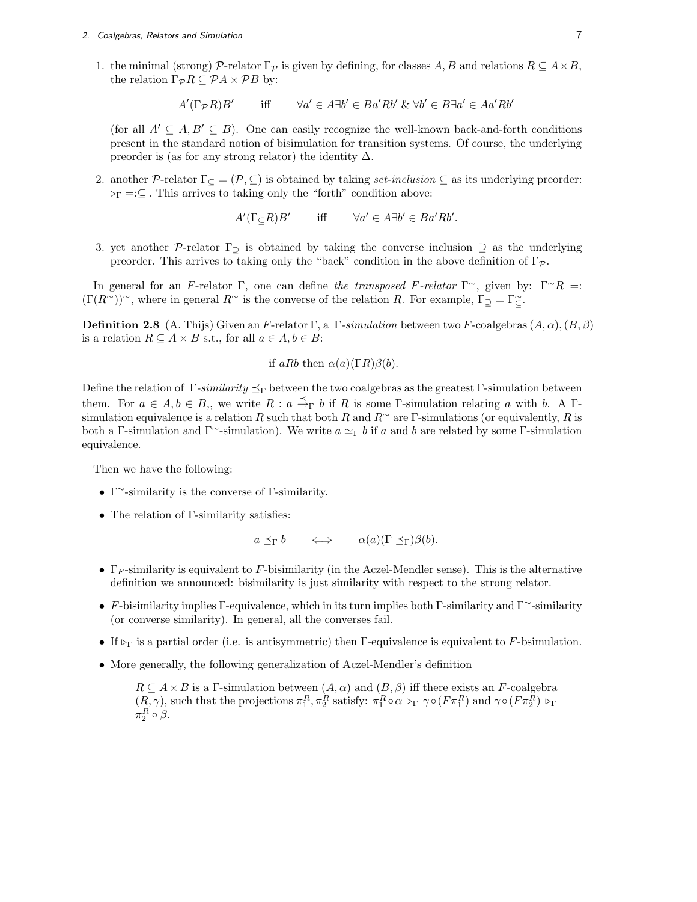1. the minimal (strong) $\mathcal{P}$-relator $\Gamma_{\mathcal{P}}$ is given by defining, for classes $A, B$ and relations $R \subseteq A \times B$, the relation $\Gamma_{\mathcal{P}} R \subseteq \mathcal{P}A \times \mathcal{P}B$ by:

$$A'(\Gamma_{\mathcal{P}} R)B' \qquad \text{iff} \qquad \forall a' \in A \exists b' \in B a' R b' \ \& \ \forall b' \in B \exists a' \in A a' R b'$$

   (for all $A' \subseteq A, B' \subseteq B$). One can easily recognize the well-known back-and-forth conditions present in the standard notion of bisimulation for transition systems. Of course, the underlying preorder is (as for any strong relator) the identity $\Delta$.

2. another $\mathcal{P}$-relator $\Gamma_{\subseteq} = (\mathcal{P}, \subseteq)$ is obtained by taking *set-inclusion* $\subseteq$ as its underlying preorder: $\triangleright_{\Gamma} =: \subseteq$ . This arrives to taking only the "forth" condition above:

$$A'(\Gamma_{\subseteq} R)B' \qquad \text{iff} \qquad \forall a' \in A \exists b' \in B a' R b'.$$

3. yet another $\mathcal{P}$-relator $\Gamma_{\supseteq}$ is obtained by taking the converse inclusion $\supseteq$ as the underlying preorder. This arrives to taking only the "back" condition in the above definition of $\Gamma_{\mathcal{P}}$.

In general for an $F$-relator $\Gamma$, one can define *the transposed $F$-relator* $\Gamma^{\sim}$, given by: $\Gamma^{\sim} R =: (\Gamma(R^{\sim}))^{\sim}$, where in general $R^{\sim}$ is the converse of the relation $R$. For example, $\Gamma_{\supseteq} = \Gamma_{\subseteq}^{\sim}$.

**Definition 2.8** (A. Thijs) Given an $F$-relator $\Gamma$, a $\Gamma$*-simulation* between two $F$-coalgebras $(A, \alpha), (B, \beta)$ is a relation $R \subseteq A \times B$ s.t., for all $a \in A, b \in B$:

$$\text{if } aRb \text{ then } \alpha(a)(\Gamma R)\beta(b).$$

Define the relation of $\Gamma$*-similarity* $\preceq_{\Gamma}$ between the two coalgebras as the greatest $\Gamma$-simulation between them. For $a \in A, b \in B$,, we write $R : a \overset{\preceq}{\rightarrow}_{\Gamma} b$ if $R$ is some $\Gamma$-simulation relating $a$ with $b$. A $\Gamma$-simulation equivalence is a relation $R$ such that both $R$ and $R^{\sim}$ are $\Gamma$-simulations (or equivalently, $R$ is both a $\Gamma$-simulation and $\Gamma^{\sim}$-simulation). We write $a \simeq_{\Gamma} b$ if $a$ and $b$ are related by some $\Gamma$-simulation equivalence.

Then we have the following:

- $\Gamma^{\sim}$-similarity is the converse of $\Gamma$-similarity.
- The relation of $\Gamma$-similarity satisfies:

$$a \preceq_{\Gamma} b \qquad \Longleftrightarrow \qquad \alpha(a)(\Gamma \preceq_{\Gamma})\beta(b).$$

- $\Gamma_F$-similarity is equivalent to $F$-bisimilarity (in the Aczel-Mendler sense). This is the alternative definition we announced: bisimilarity is just similarity with respect to the strong relator.
- $F$-bisimilarity implies $\Gamma$-equivalence, which in its turn implies both $\Gamma$-similarity and $\Gamma^{\sim}$-similarity (or converse similarity). In general, all the converses fail.
- If $\triangleright_{\Gamma}$ is a partial order (i.e. is antisymmetric) then $\Gamma$-equivalence is equivalent to $F$-bsimulation.
- More generally, the following generalization of Aczel-Mendler's definition

  $R \subseteq A \times B$ is a $\Gamma$-simulation between $(A, \alpha)$ and $(B, \beta)$ iff there exists an $F$-coalgebra $(R, \gamma)$, such that the projections $\pi_1^R, \pi_2^R$ satisfy: $\pi_1^R \circ \alpha \triangleright_{\Gamma} \gamma \circ (F\pi_1^R)$ and $\gamma \circ (F\pi_2^R) \triangleright_{\Gamma} \pi_2^R \circ \beta$.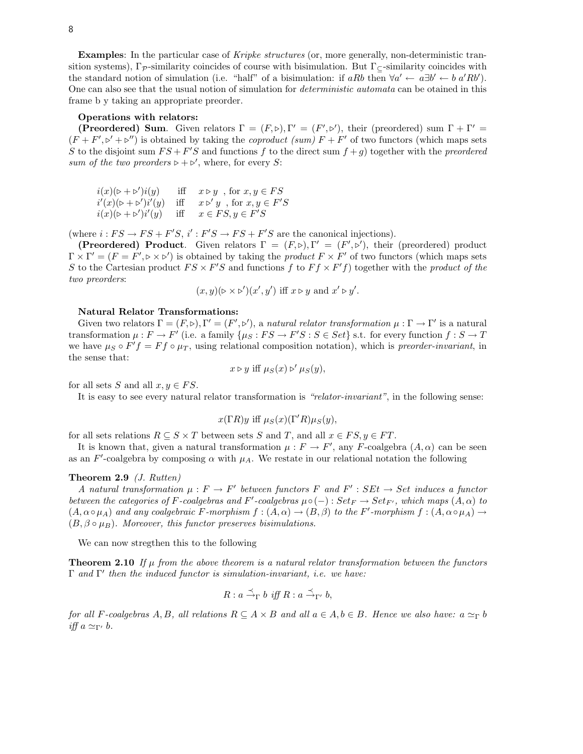**Examples**: In the particular case of *Kripke structures* (or, more generally, non-deterministic transition systems), $\Gamma_{\mathcal{P}}$-similarity coincides of course with bisimulation. But $\Gamma_{\subseteq}$-similarity coincides with the standard notion of simulation (i.e. "half" of a bisimulation: if $aRb$ then $\forall a' \leftarrow a \exists b' \leftarrow b\ a'Rb'$). One can also see that the usual notion of simulation for *deterministic automata* can be otained in this frame b y taking an appropriate preorder.

**Operations with relators:**

**(Preordered) Sum**. Given relators $\Gamma = (F, \triangleright), \Gamma' = (F', \triangleright')$, their (preordered) sum $\Gamma + \Gamma' = (F + F', \triangleright' + \triangleright'')$ is obtained by taking the *coproduct (sum)* $F + F'$ of two functors (which maps sets $S$ to the disjoint sum $FS + F'S$ and functions $f$ to the direct sum $f + g$) together with the *preordered sum of the two preorders* $\triangleright + \triangleright'$, where, for every $S$:

$$
\begin{array}{lll}
i(x)(\triangleright + \triangleright')i(y) & \text{iff} & x \triangleright y \ \text{, for } x, y \in FS \\
i'(x)(\triangleright + \triangleright')i'(y) & \text{iff} & x \triangleright' y \ \text{, for } x, y \in F'S \\
i(x)(\triangleright + \triangleright')i'(y) & \text{iff} & x \in FS, y \in F'S
\end{array}
$$

(where $i : FS \to FS + F'S$, $i' : F'S \to FS + F'S$ are the canonical injections).

**(Preordered) Product**. Given relators $\Gamma = (F, \triangleright), \Gamma' = (F', \triangleright')$, their (preordered) product $\Gamma \times \Gamma' = (F = F', \triangleright \times \triangleright')$ is obtained by taking the *product* $F \times F'$ of two functors (which maps sets $S$ to the Cartesian product $FS \times F'S$ and functions $f$ to $Ff \times F'f$) together with the *product of the two preorders*:

$$(x, y)(\triangleright \times \triangleright')(x', y') \text{ iff } x \triangleright y \text{ and } x' \triangleright y'.$$

**Natural Relator Transformations:**

Given two relators $\Gamma = (F, \triangleright), \Gamma' = (F', \triangleright')$, a *natural relator transformation* $\mu : \Gamma \to \Gamma'$ is a natural transformation $\mu : F \to F'$ (i.e. a family $\{\mu_S : FS \to F'S : S \in Set\}$ s.t. for every function $f : S \to T$ we have $\mu_S \circ F'f = Ff \circ \mu_T$, using relational composition notation), which is *preorder-invariant*, in the sense that:

$$x \triangleright y \text{ iff } \mu_S(x) \triangleright' \mu_S(y),$$

for all sets $S$ and all $x, y \in FS$.

It is easy to see every natural relator transformation is *"relator-invariant"*, in the following sense:

$$x(\Gamma R)y \text{ iff } \mu_S(x)(\Gamma' R)\mu_S(y),$$

for all sets relations $R \subseteq S \times T$ between sets $S$ and $T$, and all $x \in FS, y \in FT$.

It is known that, given a natural transformation $\mu : F \to F'$, any $F$-coalgebra $(A, \alpha)$ can be seen as an $F'$-coalgebra by composing $\alpha$ with $\mu_A$. We restate in our relational notation the following

**Theorem 2.9** *(J. Rutten)*

*A natural transformation $\mu : F \to F'$ between functors $F$ and $F' : SEt \to Set$ induces a functor between the categories of $F$-coalgebras and $F'$-coalgebras $\mu \circ (-) : Set_F \to Set_{F'}$, which maps $(A, \alpha)$ to $(A, \alpha \circ \mu_A)$ and any coalgebraic $F$-morphism $f : (A, \alpha) \to (B, \beta)$ to the $F'$-morphism $f : (A, \alpha \circ \mu_A) \to (B, \beta \circ \mu_B)$. Moreover, this functor preserves bisimulations.*

We can now stregthen this to the following

**Theorem 2.10** *If $\mu$ from the above theorem is a natural relator transformation between the functors $\Gamma$ and $\Gamma'$ then the induced functor is simulation-invariant, i.e. we have:*

$$R : a \stackrel{\preceq}{\rightarrow}_{\Gamma} b \text{ iff } R : a \stackrel{\preceq}{\rightarrow}_{\Gamma'} b,$$

*for all $F$-coalgebras $A, B$, all relations $R \subseteq A \times B$ and all $a \in A, b \in B$. Hence we also have: $a \simeq_{\Gamma} b$ iff $a \simeq_{\Gamma'} b$.*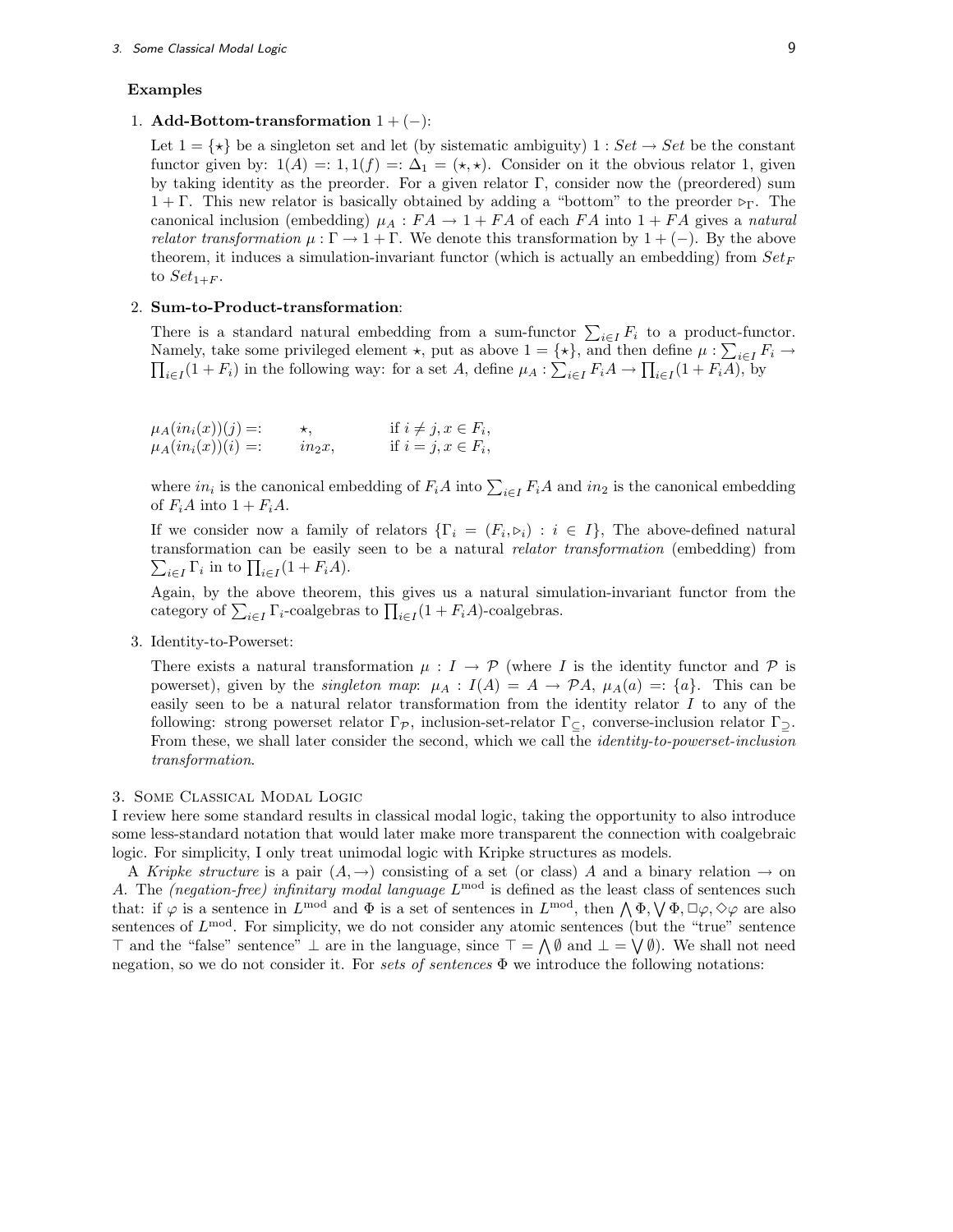**Examples**

1. **Add-Bottom-transformation** $1 + (-)$:

   Let $1 = \{\star\}$ be a singleton set and let (by sistematic ambiguity) $1 : Set \to Set$ be the constant functor given by: $1(A) =: 1, 1(f) =: \Delta_1 = (\star, \star)$. Consider on it the obvious relator 1, given by taking identity as the preorder. For a given relator $\Gamma$, consider now the (preordered) sum $1 + \Gamma$. This new relator is basically obtained by adding a "bottom" to the preorder $\triangleright_\Gamma$. The canonical inclusion (embedding) $\mu_A : FA \to 1 + FA$ of each $FA$ into $1 + FA$ gives a *natural relator transformation* $\mu : \Gamma \to 1 + \Gamma$. We denote this transformation by $1 + (-)$. By the above theorem, it induces a simulation-invariant functor (which is actually an embedding) from $Set_F$ to $Set_{1+F}$.

2. **Sum-to-Product-transformation**:

   There is a standard natural embedding from a sum-functor $\sum_{i \in I} F_i$ to a product-functor. Namely, take some privileged element $\star$, put as above $1 = \{\star\}$, and then define $\mu : \sum_{i \in I} F_i \to \prod_{i \in I}(1 + F_i)$ in the following way: for a set $A$, define $\mu_A : \sum_{i \in I} F_i A \to \prod_{i \in I}(1 + F_i A)$, by

   $$\begin{array}{lll} \mu_A(in_i(x))(j) =: & \star, & \text{if } i \neq j, x \in F_i, \\ \mu_A(in_i(x))(i) =: & in_2 x, & \text{if } i = j, x \in F_i, \end{array}$$

   where $in_i$ is the canonical embedding of $F_i A$ into $\sum_{i \in I} F_i A$ and $in_2$ is the canonical embedding of $F_i A$ into $1 + F_i A$.

   If we consider now a family of relators $\{\Gamma_i = (F_i, \triangleright_i) : i \in I\}$, The above-defined natural transformation can be easily seen to be a natural *relator transformation* (embedding) from $\sum_{i \in I} \Gamma_i$ in to $\prod_{i \in I}(1 + F_i A)$.

   Again, by the above theorem, this gives us a natural simulation-invariant functor from the category of $\sum_{i \in I} \Gamma_i$-coalgebras to $\prod_{i \in I}(1 + F_i A)$-coalgebras.

3. Identity-to-Powerset:

   There exists a natural transformation $\mu : I \to \mathcal{P}$ (where $I$ is the identity functor and $\mathcal{P}$ is powerset), given by the *singleton map*: $\mu_A : I(A) = A \to \mathcal{P}A$, $\mu_A(a) =: \{a\}$. This can be easily seen to be a natural relator transformation from the identity relator $I$ to any of the following: strong powerset relator $\Gamma_{\mathcal{P}}$, inclusion-set-relator $\Gamma_{\subseteq}$, converse-inclusion relator $\Gamma_{\supseteq}$. From these, we shall later consider the second, which we call the *identity-to-powerset-inclusion transformation*.

## 3. Some Classical Modal Logic

I review here some standard results in classical modal logic, taking the opportunity to also introduce some less-standard notation that would later make more transparent the connection with coalgebraic logic. For simplicity, I only treat unimodal logic with Kripke structures as models.

A *Kripke structure* is a pair $(A, \to)$ consisting of a set (or class) $A$ and a binary relation $\to$ on $A$. The *(negation-free) infinitary modal language* $L^{\text{mod}}$ is defined as the least class of sentences such that: if $\varphi$ is a sentence in $L^{\text{mod}}$ and $\Phi$ is a set of sentences in $L^{\text{mod}}$, then $\bigwedge \Phi, \bigvee \Phi, \Box\varphi, \Diamond\varphi$ are also sentences of $L^{\text{mod}}$. For simplicity, we do not consider any atomic sentences (but the "true" sentence $\top$ and the "false" sentence" $\bot$ are in the language, since $\top = \bigwedge \emptyset$ and $\bot = \bigvee \emptyset$). We shall not need negation, so we do not consider it. For *sets of sentences* $\Phi$ we introduce the following notations: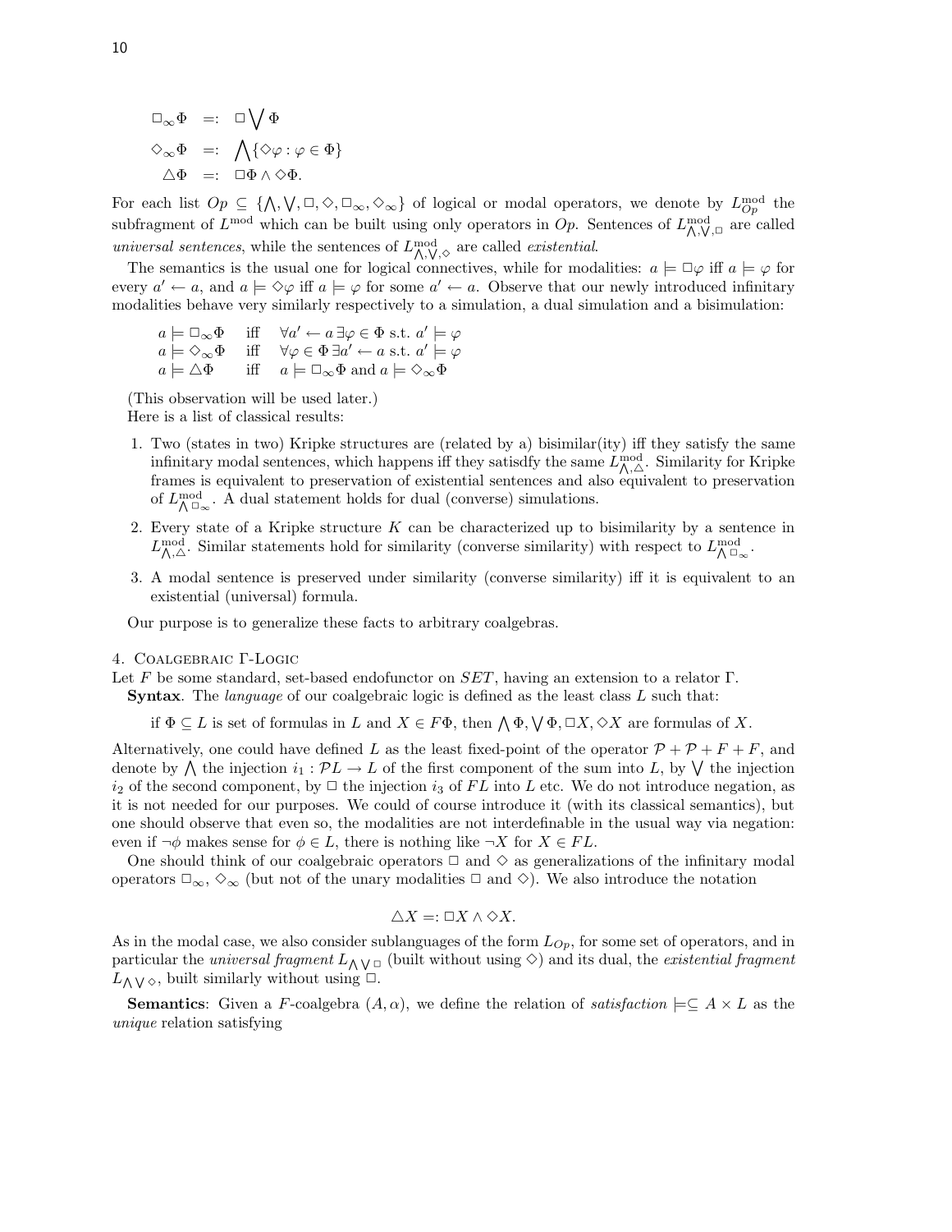$$\Box_\infty \Phi \;=:\; \Box \bigvee \Phi$$
$$\Diamond_\infty \Phi \;=:\; \bigwedge \{\Diamond \varphi : \varphi \in \Phi\}$$
$$\triangle \Phi \;=:\; \Box \Phi \wedge \Diamond \Phi.$$

For each list $Op \subseteq \{\bigwedge, \bigvee, \Box, \Diamond, \Box_\infty, \Diamond_\infty\}$ of logical or modal operators, we denote by $L^{\text{mod}}_{Op}$ the subfragment of $L^{\text{mod}}$ which can be built using only operators in $Op$. Sentences of $L^{\text{mod}}_{\bigwedge,\bigvee,\Box}$ are called *universal sentences*, while the sentences of $L^{\text{mod}}_{\bigwedge,\bigvee,\Diamond}$ are called *existential*.

The semantics is the usual one for logical connectives, while for modalities: $a \models \Box\varphi$ iff $a \models \varphi$ for every $a' \leftarrow a$, and $a \models \Diamond\varphi$ iff $a \models \varphi$ for some $a' \leftarrow a$. Observe that our newly introduced infinitary modalities behave very similarly respectively to a simulation, a dual simulation and a bisimulation:

$$\begin{array}{lll} a \models \Box_\infty \Phi & \text{iff} & \forall a' \leftarrow a \, \exists \varphi \in \Phi \text{ s.t. } a' \models \varphi \\ a \models \Diamond_\infty \Phi & \text{iff} & \forall \varphi \in \Phi \, \exists a' \leftarrow a \text{ s.t. } a' \models \varphi \\ a \models \triangle \Phi & \text{iff} & a \models \Box_\infty \Phi \text{ and } a \models \Diamond_\infty \Phi \end{array}$$

(This observation will be used later.)

Here is a list of classical results:

1. Two (states in two) Kripke structures are (related by a) bisimilar(ity) iff they satisfy the same infinitary modal sentences, which happens iff they satisdfy the same $L^{\text{mod}}_{\bigwedge,\triangle}$. Similarity for Kripke frames is equivalent to preservation of existential sentences and also equivalent to preservation of $L^{\text{mod}}_{\bigwedge \Box_\infty}$. A dual statement holds for dual (converse) simulations.
2. Every state of a Kripke structure $K$ can be characterized up to bisimilarity by a sentence in $L^{\text{mod}}_{\bigwedge,\triangle}$. Similar statements hold for similarity (converse similarity) with respect to $L^{\text{mod}}_{\bigwedge \Box_\infty}$.
3. A modal sentence is preserved under similarity (converse similarity) iff it is equivalent to an existential (universal) formula.

Our purpose is to generalize these facts to arbitrary coalgebras.

## 4. Coalgebraic Γ-Logic

Let $F$ be some standard, set-based endofunctor on $SET$, having an extension to a relator $\Gamma$.

**Syntax**. The *language* of our coalgebraic logic is defined as the least class $L$ such that:

if $\Phi \subseteq L$ is set of formulas in $L$ and $X \in F\Phi$, then $\bigwedge \Phi, \bigvee \Phi, \Box X, \Diamond X$ are formulas of $X$.

Alternatively, one could have defined $L$ as the least fixed-point of the operator $\mathcal{P} + \mathcal{P} + F + F$, and denote by $\bigwedge$ the injection $i_1 : \mathcal{P}L \to L$ of the first component of the sum into $L$, by $\bigvee$ the injection $i_2$ of the second component, by $\Box$ the injection $i_3$ of $FL$ into $L$ etc. We do not introduce negation, as it is not needed for our purposes. We could of course introduce it (with its classical semantics), but one should observe that even so, the modalities are not interdefinable in the usual way via negation: even if $\neg\phi$ makes sense for $\phi \in L$, there is nothing like $\neg X$ for $X \in FL$.

One should think of our coalgebraic operators $\Box$ and $\Diamond$ as generalizations of the infinitary modal operators $\Box_\infty$, $\Diamond_\infty$ (but not of the unary modalities $\Box$ and $\Diamond$). We also introduce the notation

$$\triangle X =: \Box X \wedge \Diamond X.$$

As in the modal case, we also consider sublanguages of the form $L_{Op}$, for some set of operators, and in particular the *universal fragment* $L_{\bigwedge \bigvee \Box}$ (built without using $\Diamond$) and its dual, the *existential fragment* $L_{\bigwedge \bigvee \Diamond}$, built similarly without using $\Box$.

**Semantics**: Given a $F$-coalgebra $(A, \alpha)$, we define the relation of *satisfaction* $\models \subseteq A \times L$ as the *unique* relation satisfying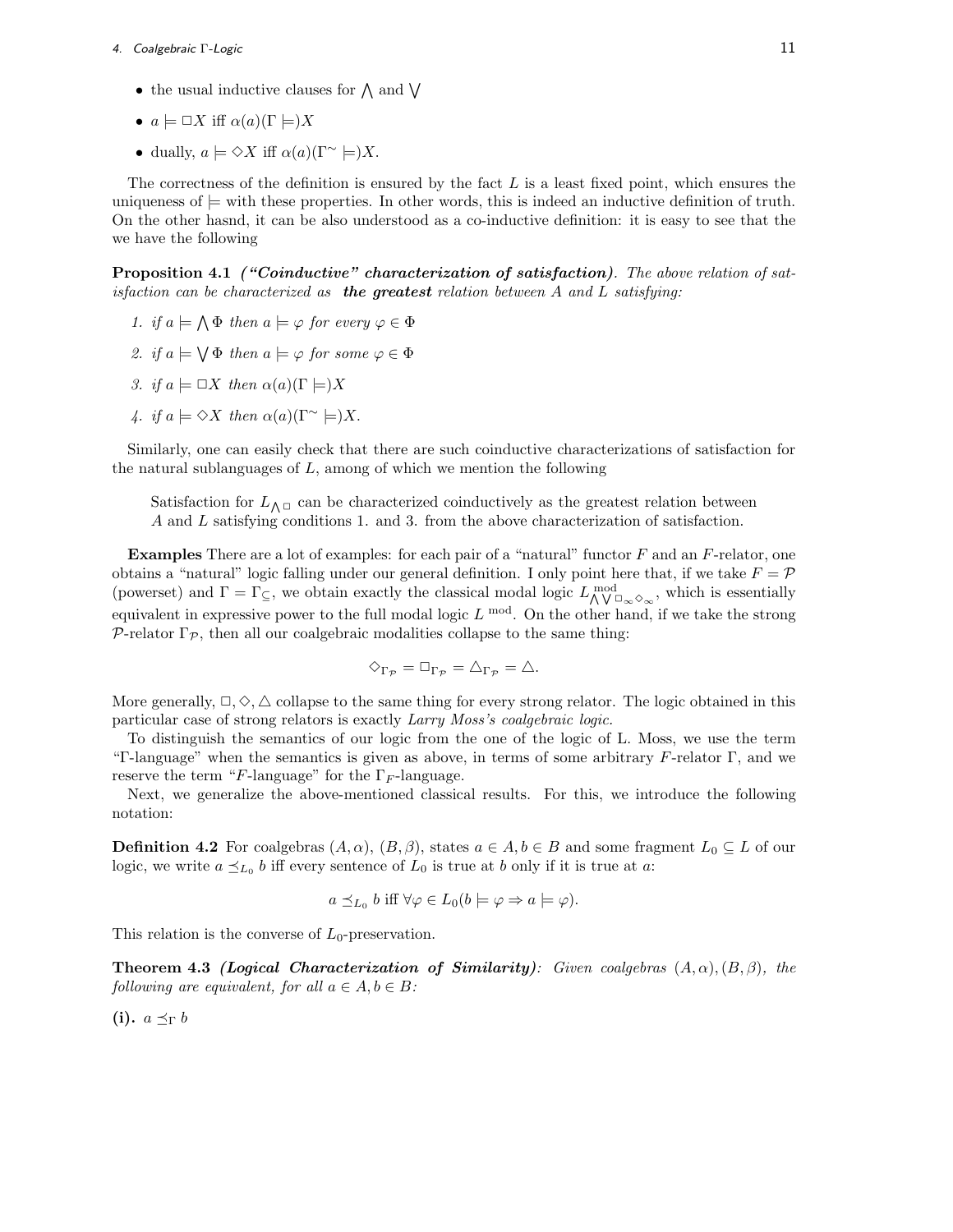- the usual inductive clauses for $\bigwedge$ and $\bigvee$
- $a \models \Box X$ iff $\alpha(a)(\Gamma \models)X$
- dually, $a \models \Diamond X$ iff $\alpha(a)(\Gamma^{\sim} \models)X$.

The correctness of the definition is ensured by the fact $L$ is a least fixed point, which ensures the uniqueness of $\models$ with these properties. In other words, this is indeed an inductive definition of truth. On the other hasnd, it can be also understood as a co-inductive definition: it is easy to see that the we have the following

**Proposition 4.1** ***("Coinductive" characterization of satisfaction)***. *The above relation of satisfaction can be characterized as* ***the greatest*** *relation between A and L satisfying:*

1. *if $a \models \bigwedge \Phi$ then $a \models \varphi$ for every $\varphi \in \Phi$*
2. *if $a \models \bigvee \Phi$ then $a \models \varphi$ for some $\varphi \in \Phi$*
3. *if $a \models \Box X$ then $\alpha(a)(\Gamma \models)X$*
4. *if $a \models \Diamond X$ then $\alpha(a)(\Gamma^{\sim} \models)X$.*

Similarly, one can easily check that there are such coinductive characterizations of satisfaction for the natural sublanguages of $L$, among of which we mention the following

> Satisfaction for $L_{\bigwedge \Box}$ can be characterized coinductively as the greatest relation between $A$ and $L$ satisfying conditions 1. and 3. from the above characterization of satisfaction.

**Examples** There are a lot of examples: for each pair of a "natural" functor $F$ and an $F$-relator, one obtains a "natural" logic falling under our general definition. I only point here that, if we take $F = \mathcal{P}$ (powerset) and $\Gamma = \Gamma_{\subseteq}$, we obtain exactly the classical modal logic $L^{\text{mod}}_{\bigwedge\bigvee\Box_\infty\Diamond_\infty}$, which is essentially equivalent in expressive power to the full modal logic $L^{\text{ mod}}$. On the other hand, if we take the strong $\mathcal{P}$-relator $\Gamma_{\mathcal{P}}$, then all our coalgebraic modalities collapse to the same thing:

$$\Diamond_{\Gamma_{\mathcal{P}}} = \Box_{\Gamma_{\mathcal{P}}} = \triangle_{\Gamma_{\mathcal{P}}} = \triangle.$$

More generally, $\Box, \Diamond, \triangle$ collapse to the same thing for every strong relator. The logic obtained in this particular case of strong relators is exactly *Larry Moss's coalgebraic logic.*

To distinguish the semantics of our logic from the one of the logic of L. Moss, we use the term "$\Gamma$-language" when the semantics is given as above, in terms of some arbitrary $F$-relator $\Gamma$, and we reserve the term "$F$-language" for the $\Gamma_F$-language.

Next, we generalize the above-mentioned classical results. For this, we introduce the following notation:

**Definition 4.2** For coalgebras $(A, \alpha)$, $(B, \beta)$, states $a \in A, b \in B$ and some fragment $L_0 \subseteq L$ of our logic, we write $a \preceq_{L_0} b$ iff every sentence of $L_0$ is true at $b$ only if it is true at $a$:

$$a \preceq_{L_0} b \text{ iff } \forall \varphi \in L_0 (b \models \varphi \Rightarrow a \models \varphi).$$

This relation is the converse of $L_0$-preservation.

**Theorem 4.3** ***(Logical Characterization of Similarity)***: *Given coalgebras $(A, \alpha), (B, \beta)$, the following are equivalent, for all $a \in A, b \in B$:*

**(i).** $a \preceq_{\Gamma} b$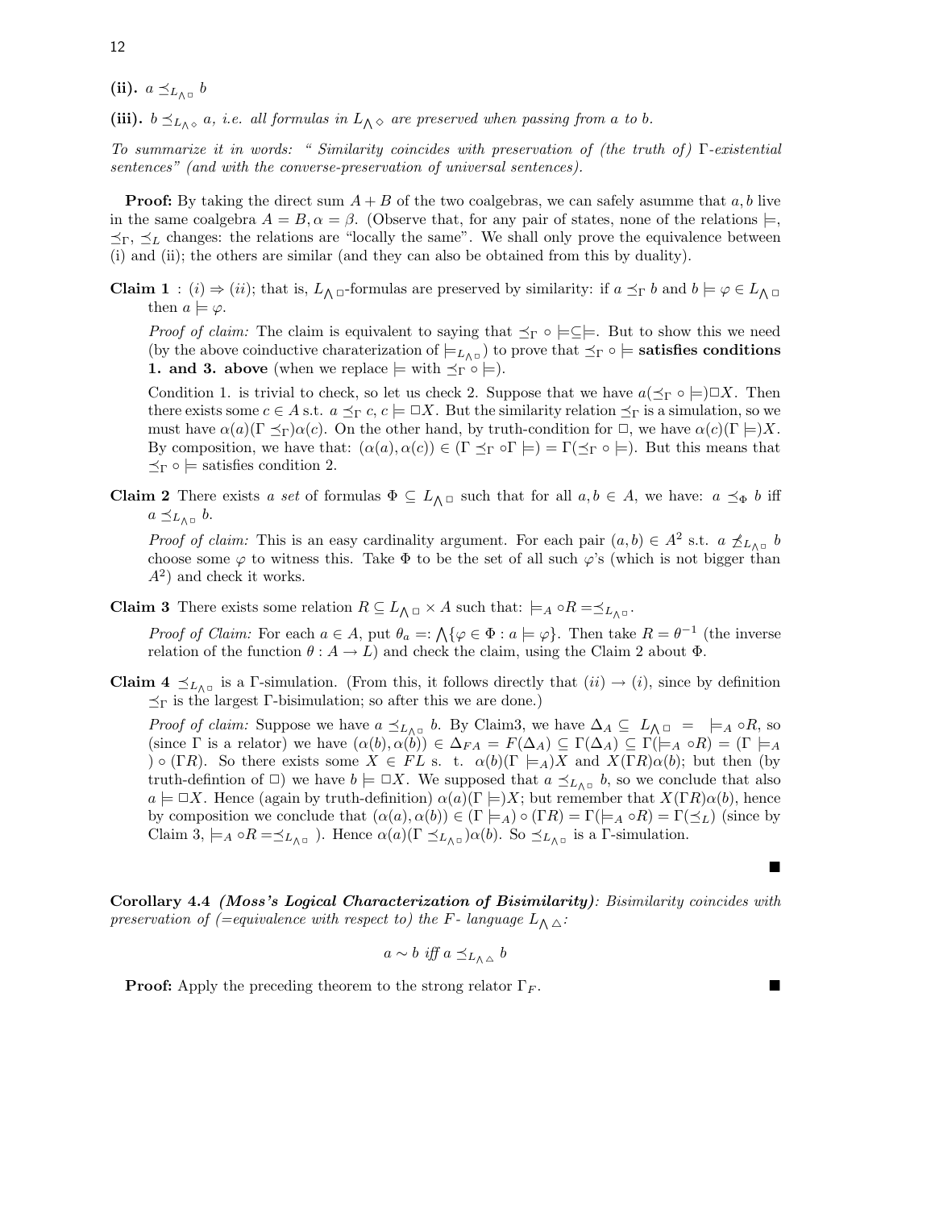**(ii).** $a \preceq_{L_{\bigwedge\Box}} b$

**(iii).** $b \preceq_{L_{\bigwedge\Diamond}} a$, *i.e. all formulas in* $L_{\bigwedge\Diamond}$ *are preserved when passing from* $a$ *to* $b$.

*To summarize it in words: " Similarity coincides with preservation of (the truth of)* $\Gamma$*-existential sentences" (and with the converse-preservation of universal sentences).*

**Proof:** By taking the direct sum $A + B$ of the two coalgebras, we can safely asumme that $a, b$ live in the same coalgebra $A = B, \alpha = \beta$. (Observe that, for any pair of states, none of the relations $\models$, $\preceq_\Gamma$, $\preceq_L$ changes: the relations are "locally the same". We shall only prove the equivalence between (i) and (ii); the others are similar (and they can also be obtained from this by duality).

**Claim 1** : $(i) \Rightarrow (ii)$; that is, $L_{\bigwedge\Box}$-formulas are preserved by similarity: if $a \preceq_\Gamma b$ and $b \models \varphi \in L_{\bigwedge\Box}$ then $a \models \varphi$.

*Proof of claim:* The claim is equivalent to saying that $\preceq_\Gamma \circ \models \subseteq \models$. But to show this we need (by the above coinductive charaterization of $\models_{L_{\bigwedge\Box}}$) to prove that $\preceq_\Gamma \circ \models$ **satisfies conditions 1. and 3. above** (when we replace $\models$ with $\preceq_\Gamma \circ \models$).

Condition 1. is trivial to check, so let us check 2. Suppose that we have $a(\preceq_\Gamma \circ \models)\Box X$. Then there exists some $c \in A$ s.t. $a \preceq_\Gamma c$, $c \models \Box X$. But the similarity relation $\preceq_\Gamma$ is a simulation, so we must have $\alpha(a)(\Gamma \preceq_\Gamma)\alpha(c)$. On the other hand, by truth-condition for $\Box$, we have $\alpha(c)(\Gamma \models)X$. By composition, we have that: $(\alpha(a), \alpha(c)) \in (\Gamma \preceq_\Gamma \circ \Gamma \models) = \Gamma(\preceq_\Gamma \circ \models)$. But this means that $\preceq_\Gamma \circ \models$ satisfies condition 2.

**Claim 2** There exists *a set* of formulas $\Phi \subseteq L_{\bigwedge\Box}$ such that for all $a, b \in A$, we have: $a \preceq_\Phi b$ iff $a \preceq_{L_{\bigwedge\Box}} b$.

*Proof of claim:* This is an easy cardinality argument. For each pair $(a, b) \in A^2$ s.t. $a \not\preceq_{L_{\bigwedge\Box}} b$ choose some $\varphi$ to witness this. Take $\Phi$ to be the set of all such $\varphi$'s (which is not bigger than $A^2$) and check it works.

**Claim 3** There exists some relation $R \subseteq L_{\bigwedge\Box} \times A$ such that: $\models_A \circ R = \preceq_{L_{\bigwedge\Box}}$.

*Proof of Claim:* For each $a \in A$, put $\theta_a =: \bigwedge\{\varphi \in \Phi : a \models \varphi\}$. Then take $R = \theta^{-1}$ (the inverse relation of the function $\theta : A \to L$) and check the claim, using the Claim 2 about $\Phi$.

**Claim 4** $\preceq_{L_{\bigwedge\Box}}$ is a $\Gamma$-simulation. (From this, it follows directly that $(ii) \to (i)$, since by definition $\preceq_\Gamma$ is the largest $\Gamma$-bisimulation; so after this we are done.)

*Proof of claim:* Suppose we have $a \preceq_{L_{\bigwedge\Box}} b$. By Claim3, we have $\Delta_A \subseteq L_{\bigwedge\Box} = \models_A \circ R$, so (since $\Gamma$ is a relator) we have $(\alpha(b), \alpha(b)) \in \Delta_{FA} = F(\Delta_A) \subseteq \Gamma(\Delta_A) \subseteq \Gamma(\models_A \circ R) = (\Gamma \models_A) \circ (\Gamma R)$. So there exists some $X \in FL$ s. t. $\alpha(b)(\Gamma \models_A)X$ and $X(\Gamma R)\alpha(b)$; but then (by truth-defintion of $\Box$) we have $b \models \Box X$. We supposed that $a \preceq_{L_{\bigwedge\Box}} b$, so we conclude that also $a \models \Box X$. Hence (again by truth-definition) $\alpha(a)(\Gamma \models)X$; but remember that $X(\Gamma R)\alpha(b)$, hence by composition we conclude that $(\alpha(a), \alpha(b)) \in (\Gamma \models_A) \circ (\Gamma R) = \Gamma(\models_A \circ R) = \Gamma(\preceq_L)$ (since by Claim 3, $\models_A \circ R = \preceq_{L_{\bigwedge\Box}}$ ). Hence $\alpha(a)(\Gamma \preceq_{L_{\bigwedge\Box}})\alpha(b)$. So $\preceq_{L_{\bigwedge\Box}}$ is a $\Gamma$-simulation.

■

**Corollary 4.4** ***(Moss's Logical Characterization of Bisimilarity)****: Bisimilarity coincides with preservation of (=equivalence with respect to) the* $F$*- language* $L_{\bigwedge\triangle}$*:*

$$a \sim b \text{ iff } a \preceq_{L_{\bigwedge\triangle}} b$$

**Proof:** Apply the preceding theorem to the strong relator $\Gamma_F$. ■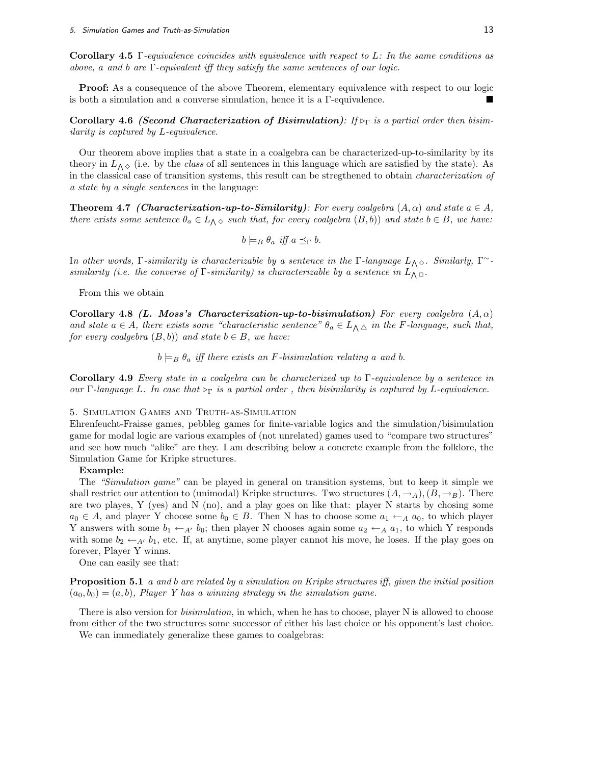**Corollary 4.5** *$\Gamma$-equivalence coincides with equivalence with respect to L: In the same conditions as above, a and b are $\Gamma$-equivalent iff they satisfy the same sentences of our logic.*

**Proof:** As a consequence of the above Theorem, elementary equivalence with respect to our logic is both a simulation and a converse simulation, hence it is a $\Gamma$-equivalence. ■

**Corollary 4.6** ***(Second Characterization of Bisimulation)****: If $\rhd_\Gamma$ is a partial order then bisimilarity is captured by L-equivalence.*

Our theorem above implies that a state in a coalgebra can be characterized-up-to-similarity by its theory in $L_{\bigwedge\diamond}$ (i.e. by the *class* of all sentences in this language which are satisfied by the state). As in the classical case of transition systems, this result can be stregthened to obtain *characterization of a state by a single sentences* in the language:

**Theorem 4.7** ***(Characterization-up-to-Similarity)****: For every coalgebra $(A, \alpha)$ and state $a \in A$, there exists some sentence $\theta_a \in L_{\bigwedge\diamond}$ such that, for every coalgebra $(B, b))$ and state $b \in B$, we have:*

$$b \models_B \theta_a \text{ iff } a \preceq_\Gamma b.$$

I*n other words, $\Gamma$-similarity is characterizable by a sentence in the $\Gamma$-language $L_{\bigwedge\diamond}$. Similarly, $\Gamma^{\sim}$-similarity (i.e. the converse of $\Gamma$-similarity) is characterizable by a sentence in $L_{\bigwedge\Box}$.*

From this we obtain

**Corollary 4.8** ***(L. Moss's Characterization-up-to-bisimulation)*** *For every coalgebra $(A, \alpha)$ and state $a \in A$, there exists some "characteristic sentence" $\theta_a \in L_{\bigwedge\triangle}$ in the F-language, such that, for every coalgebra $(B, b))$ and state $b \in B$, we have:*

$$b \models_B \theta_a \text{ iff there exists an } F\text{-bisimulation relating } a \text{ and } b.$$

**Corollary 4.9** *Every state in a coalgebra can be characterized up to $\Gamma$-equivalence by a sentence in our $\Gamma$-language L. In case that $\rhd_\Gamma$ is a partial order , then bisimilarity is captured by L-equivalence.*

## 5. Simulation Games and Truth-as-Simulation

Ehrenfeucht-Fraisse games, pebbleg games for finite-variable logics and the simulation/bisimulation game for modal logic are various examples of (not unrelated) games used to "compare two structures" and see how much "alike" are they. I am describing below a concrete example from the folklore, the Simulation Game for Kripke structures.

**Example:**

The *"Simulation game"* can be played in general on transition systems, but to keep it simple we shall restrict our attention to (unimodal) Kripke structures. Two structures $(A, \rightarrow_A), (B, \rightarrow_B)$. There are two playes, Y (yes) and N (no), and a play goes on like that: player N starts by chosing some $a_0 \in A$, and player Y choose some $b_0 \in B$. Then N has to choose some $a_1 \leftarrow_A a_0$, to which player Y answers with some $b_1 \leftarrow_{A'} b_0$; then player N chooses again some $a_2 \leftarrow_A a_1$, to which Y responds with some $b_2 \leftarrow_{A'} b_1$, etc. If, at anytime, some player cannot his move, he loses. If the play goes on forever, Player Y winns.

One can easily see that:

**Proposition 5.1** *a and b are related by a simulation on Kripke structures iff, given the initial position $(a_0, b_0) = (a, b)$, Player Y has a winning strategy in the simulation game.*

There is also version for *bisimulation*, in which, when he has to choose, player N is allowed to choose from either of the two structures some successor of either his last choice or his opponent's last choice.

We can immediately generalize these games to coalgebras: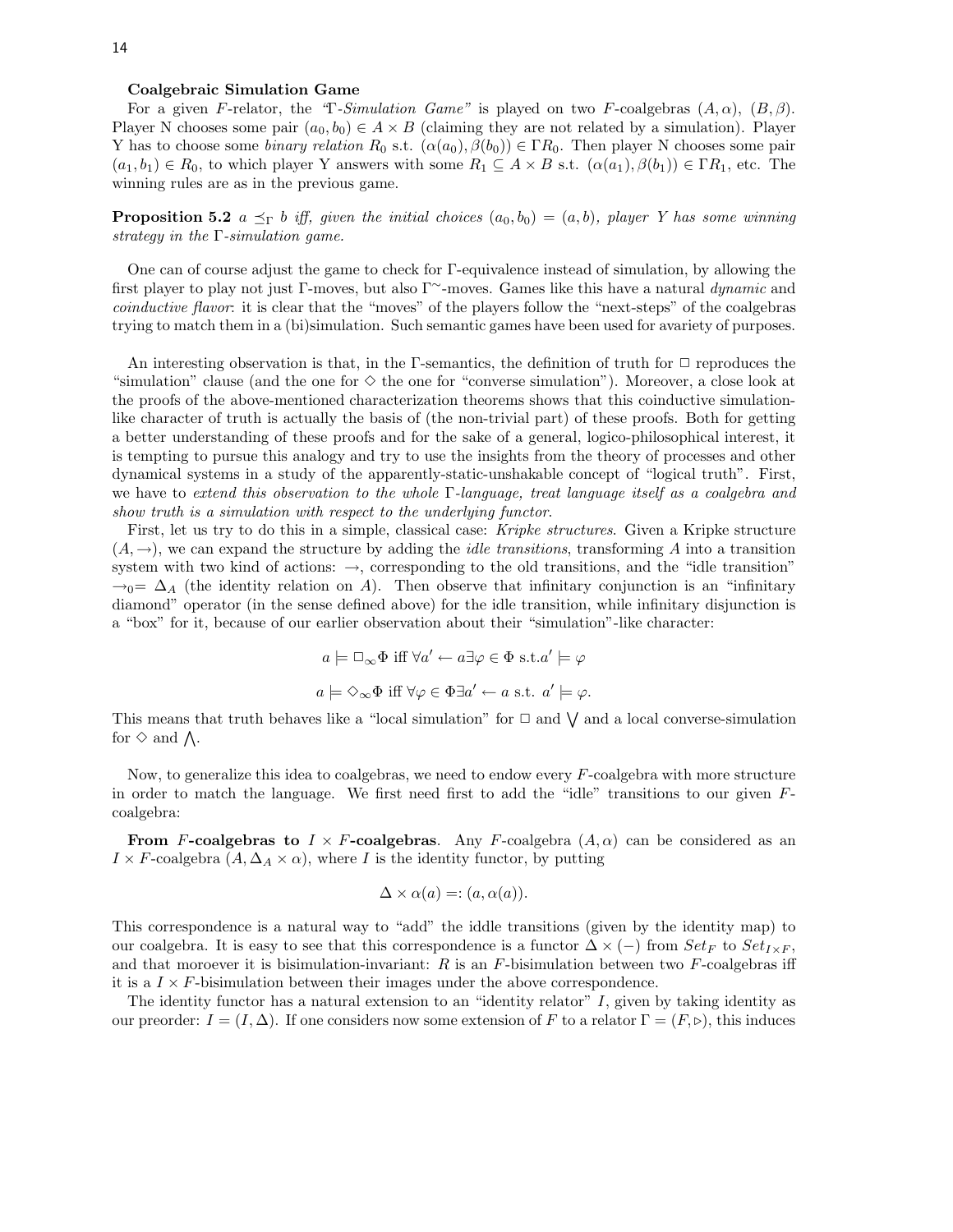**Coalgebraic Simulation Game**

For a given $F$-relator, the "$\Gamma$-*Simulation Game*" is played on two $F$-coalgebras $(A, \alpha)$, $(B, \beta)$. Player N chooses some pair $(a_0, b_0) \in A \times B$ (claiming they are not related by a simulation). Player Y has to choose some *binary relation* $R_0$ s.t. $(\alpha(a_0), \beta(b_0)) \in \Gamma R_0$. Then player N chooses some pair $(a_1, b_1) \in R_0$, to which player Y answers with some $R_1 \subseteq A \times B$ s.t. $(\alpha(a_1), \beta(b_1)) \in \Gamma R_1$, etc. The winning rules are as in the previous game.

**Proposition 5.2** *$a \preceq_\Gamma b$ iff, given the initial choices $(a_0, b_0) = (a, b)$, player Y has some winning strategy in the $\Gamma$-simulation game.*

One can of course adjust the game to check for $\Gamma$-equivalence instead of simulation, by allowing the first player to play not just $\Gamma$-moves, but also $\Gamma^{\sim}$-moves. Games like this have a natural *dynamic* and *coinductive flavor*: it is clear that the "moves" of the players follow the "next-steps" of the coalgebras trying to match them in a (bi)simulation. Such semantic games have been used for avariety of purposes.

An interesting observation is that, in the $\Gamma$-semantics, the definition of truth for $\Box$ reproduces the "simulation" clause (and the one for $\Diamond$ the one for "converse simulation"). Moreover, a close look at the proofs of the above-mentioned characterization theorems shows that this coinductive simulation-like character of truth is actually the basis of (the non-trivial part) of these proofs. Both for getting a better understanding of these proofs and for the sake of a general, logico-philosophical interest, it is tempting to pursue this analogy and try to use the insights from the theory of processes and other dynamical systems in a study of the apparently-static-unshakable concept of "logical truth". First, we have to *extend this observation to the whole $\Gamma$-language, treat language itself as a coalgebra and show truth is a simulation with respect to the underlying functor.*

First, let us try to do this in a simple, classical case: *Kripke structures*. Given a Kripke structure $(A, \to)$, we can expand the structure by adding the *idle transitions*, transforming $A$ into a transition system with two kind of actions: $\to$, corresponding to the old transitions, and the "idle transition" $\to_0 = \Delta_A$ (the identity relation on $A$). Then observe that infinitary conjunction is an "infinitary diamond" operator (in the sense defined above) for the idle transition, while infinitary disjunction is a "box" for it, because of our earlier observation about their "simulation"-like character:

$$a \models \Box_\infty \Phi \text{ iff } \forall a' \leftarrow a \exists \varphi \in \Phi \text{ s.t.} a' \models \varphi$$

$$a \models \Diamond_\infty \Phi \text{ iff } \forall \varphi \in \Phi \exists a' \leftarrow a \text{ s.t. } a' \models \varphi.$$

This means that truth behaves like a "local simulation" for $\Box$ and $\bigvee$ and a local converse-simulation for $\Diamond$ and $\bigwedge$.

Now, to generalize this idea to coalgebras, we need to endow every $F$-coalgebra with more structure in order to match the language. We first need first to add the "idle" transitions to our given $F$-coalgebra:

**From $F$-coalgebras to $I \times F$-coalgebras**. Any $F$-coalgebra $(A, \alpha)$ can be considered as an $I \times F$-coalgebra $(A, \Delta_A \times \alpha)$, where $I$ is the identity functor, by putting

$$\Delta \times \alpha(a) =: (a, \alpha(a)).$$

This correspondence is a natural way to "add" the iddle transitions (given by the identity map) to our coalgebra. It is easy to see that this correspondence is a functor $\Delta \times (-)$ from $Set_F$ to $Set_{I \times F}$, and that moroever it is bisimulation-invariant: $R$ is an $F$-bisimulation between two $F$-coalgebras iff it is a $I \times F$-bisimulation between their images under the above correspondence.

The identity functor has a natural extension to an "identity relator" $I$, given by taking identity as our preorder: $I = (I, \Delta)$. If one considers now some extension of $F$ to a relator $\Gamma = (F, \triangleright)$, this induces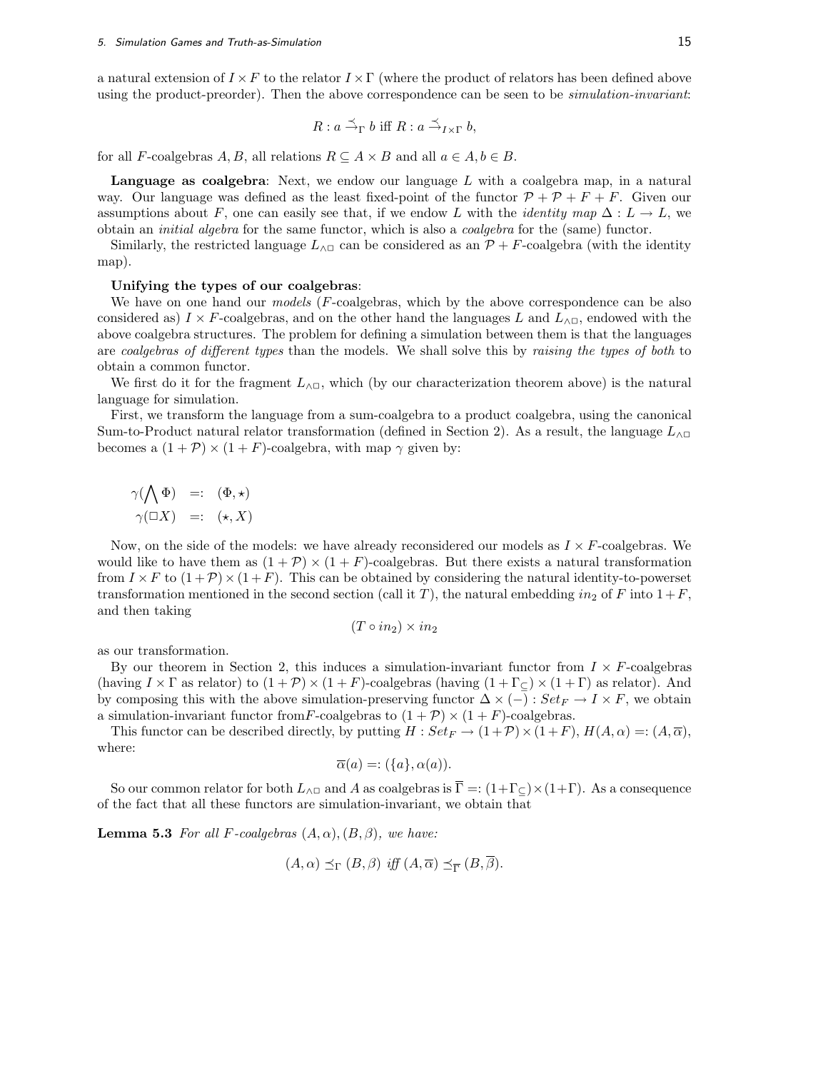a natural extension of $I \times F$ to the relator $I \times \Gamma$ (where the product of relators has been defined above using the product-preorder). Then the above correspondence can be seen to be *simulation-invariant*:

$$R : a \stackrel{\preceq}{\rightarrow}_{\Gamma} b \text{ iff } R : a \stackrel{\preceq}{\rightarrow}_{I \times \Gamma} b,$$

for all $F$-coalgebras $A, B$, all relations $R \subseteq A \times B$ and all $a \in A, b \in B$.

**Language as coalgebra**: Next, we endow our language $L$ with a coalgebra map, in a natural way. Our language was defined as the least fixed-point of the functor $\mathcal{P} + \mathcal{P} + F + F$. Given our assumptions about $F$, one can easily see that, if we endow $L$ with the *identity map* $\Delta : L \to L$, we obtain an *initial algebra* for the same functor, which is also a *coalgebra* for the (same) functor.

Similarly, the restricted language $L_{\wedge\Box}$ can be considered as an $\mathcal{P} + F$-coalgebra (with the identity map).

**Unifying the types of our coalgebras**:

We have on one hand our *models* ($F$-coalgebras, which by the above correspondence can be also considered as) $I \times F$-coalgebras, and on the other hand the languages $L$ and $L_{\wedge\Box}$, endowed with the above coalgebra structures. The problem for defining a simulation between them is that the languages are *coalgebras of different types* than the models. We shall solve this by *raising the types of both* to obtain a common functor.

We first do it for the fragment $L_{\wedge\Box}$, which (by our characterization theorem above) is the natural language for simulation.

First, we transform the language from a sum-coalgebra to a product coalgebra, using the canonical Sum-to-Product natural relator transformation (defined in Section 2). As a result, the language $L_{\wedge\Box}$ becomes a $(1 + \mathcal{P}) \times (1 + F)$-coalgebra, with map $\gamma$ given by:

$$\gamma(\bigwedge \Phi) =: (\Phi, \star)$$
$$\gamma(\Box X) =: (\star, X)$$

Now, on the side of the models: we have already reconsidered our models as $I \times F$-coalgebras. We would like to have them as $(1 + \mathcal{P}) \times (1 + F)$-coalgebras. But there exists a natural transformation from $I \times F$ to $(1+\mathcal{P}) \times (1+F)$. This can be obtained by considering the natural identity-to-powerset transformation mentioned in the second section (call it $T$), the natural embedding $in_2$ of $F$ into $1+F$, and then taking

$$(T \circ in_2) \times in_2$$

as our transformation.

By our theorem in Section 2, this induces a simulation-invariant functor from $I \times F$-coalgebras (having $I \times \Gamma$ as relator) to $(1 + \mathcal{P}) \times (1 + F)$-coalgebras (having $(1 + \Gamma_{\subseteq}) \times (1 + \Gamma)$ as relator). And by composing this with the above simulation-preserving functor $\Delta \times (-) : Set_F \to I \times F$, we obtain a simulation-invariant functor from$F$-coalgebras to $(1 + \mathcal{P}) \times (1 + F)$-coalgebras.

This functor can be described directly, by putting $H : Set_F \to (1+\mathcal{P}) \times (1+F)$, $H(A, \alpha) =: (A, \overline{\alpha})$, where:

$$\overline{\alpha}(a) =: (\{a\}, \alpha(a)).$$

So our common relator for both $L_{\wedge\Box}$ and $A$ as coalgebras is $\overline{\Gamma} =: (1+\Gamma_{\subseteq}) \times (1+\Gamma)$. As a consequence of the fact that all these functors are simulation-invariant, we obtain that

**Lemma 5.3** *For all $F$-coalgebras $(A, \alpha), (B, \beta)$, we have:*

$$(A, \alpha) \preceq_{\Gamma} (B, \beta) \text{ iff } (A, \overline{\alpha}) \preceq_{\overline{\Gamma}} (B, \overline{\beta}).$$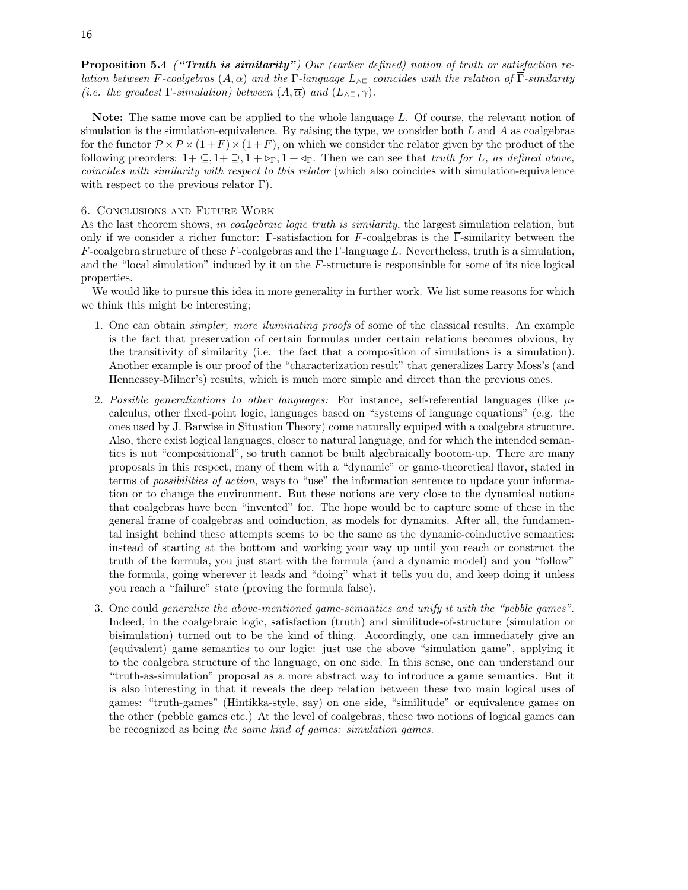**Proposition 5.4** *(**"Truth is similarity"**) Our (earlier defined) notion of truth or satisfaction relation between $F$-coalgebras $(A, \alpha)$ and the $\Gamma$-language $L_{\wedge\Box}$ coincides with the relation of $\overline{\Gamma}$-similarity (i.e. the greatest $\Gamma$-simulation) between $(A, \overline{\alpha})$ and $(L_{\wedge\Box}, \gamma)$.*

**Note:** The same move can be applied to the whole language $L$. Of course, the relevant notion of simulation is the simulation-equivalence. By raising the type, we consider both $L$ and $A$ as coalgebras for the functor $\mathcal{P} \times \mathcal{P} \times (1+F) \times (1+F)$, on which we consider the relator given by the product of the following preorders: $1+\subseteq, 1+\supseteq, 1+\triangleright_\Gamma, 1+\triangleleft_\Gamma$. Then we can see that *truth for $L$, as defined above, coincides with similarity with respect to this relator* (which also coincides with simulation-equivalence with respect to the previous relator $\overline{\Gamma}$).

## 6. Conclusions and Future Work

As the last theorem shows, *in coalgebraic logic truth is similarity*, the largest simulation relation, but only if we consider a richer functor: $\Gamma$-satisfaction for $F$-coalgebras is the $\overline{\Gamma}$-similarity between the $\overline{F}$-coalgebra structure of these $F$-coalgebras and the $\Gamma$-language $L$. Nevertheless, truth is a simulation, and the "local simulation" induced by it on the $F$-structure is responsinble for some of its nice logical properties.

We would like to pursue this idea in more generality in further work. We list some reasons for which we think this might be interesting;

1. One can obtain *simpler, more iluminating proofs* of some of the classical results. An example is the fact that preservation of certain formulas under certain relations becomes obvious, by the transitivity of similarity (i.e. the fact that a composition of simulations is a simulation). Another example is our proof of the "characterization result" that generalizes Larry Moss's (and Hennessey-Milner's) results, which is much more simple and direct than the previous ones.
2. *Possible generalizations to other languages:* For instance, self-referential languages (like $\mu$-calculus, other fixed-point logic, languages based on "systems of language equations" (e.g. the ones used by J. Barwise in Situation Theory) come naturally equiped with a coalgebra structure. Also, there exist logical languages, closer to natural language, and for which the intended semantics is not "compositional", so truth cannot be built algebraically bootom-up. There are many proposals in this respect, many of them with a "dynamic" or game-theoretical flavor, stated in terms of *possibilities of action*, ways to "use" the information sentence to update your information or to change the environment. But these notions are very close to the dynamical notions that coalgebras have been "invented" for. The hope would be to capture some of these in the general frame of coalgebras and coinduction, as models for dynamics. After all, the fundamental insight behind these attempts seems to be the same as the dynamic-coinductive semantics: instead of starting at the bottom and working your way up until you reach or construct the truth of the formula, you just start with the formula (and a dynamic model) and you "follow" the formula, going wherever it leads and "doing" what it tells you do, and keep doing it unless you reach a "failure" state (proving the formula false).
3. One could *generalize the above-mentioned game-semantics and unify it with the "pebble games"*. Indeed, in the coalgebraic logic, satisfaction (truth) and similitude-of-structure (simulation or bisimulation) turned out to be the kind of thing. Accordingly, one can immediately give an (equivalent) game semantics to our logic: just use the above "simulation game", applying it to the coalgebra structure of the language, on one side. In this sense, one can understand our "truth-as-simulation" proposal as a more abstract way to introduce a game semantics. But it is also interesting in that it reveals the deep relation between these two main logical uses of games: "truth-games" (Hintikka-style, say) on one side, "similitude" or equivalence games on the other (pebble games etc.) At the level of coalgebras, these two notions of logical games can be recognized as being *the same kind of games: simulation games.*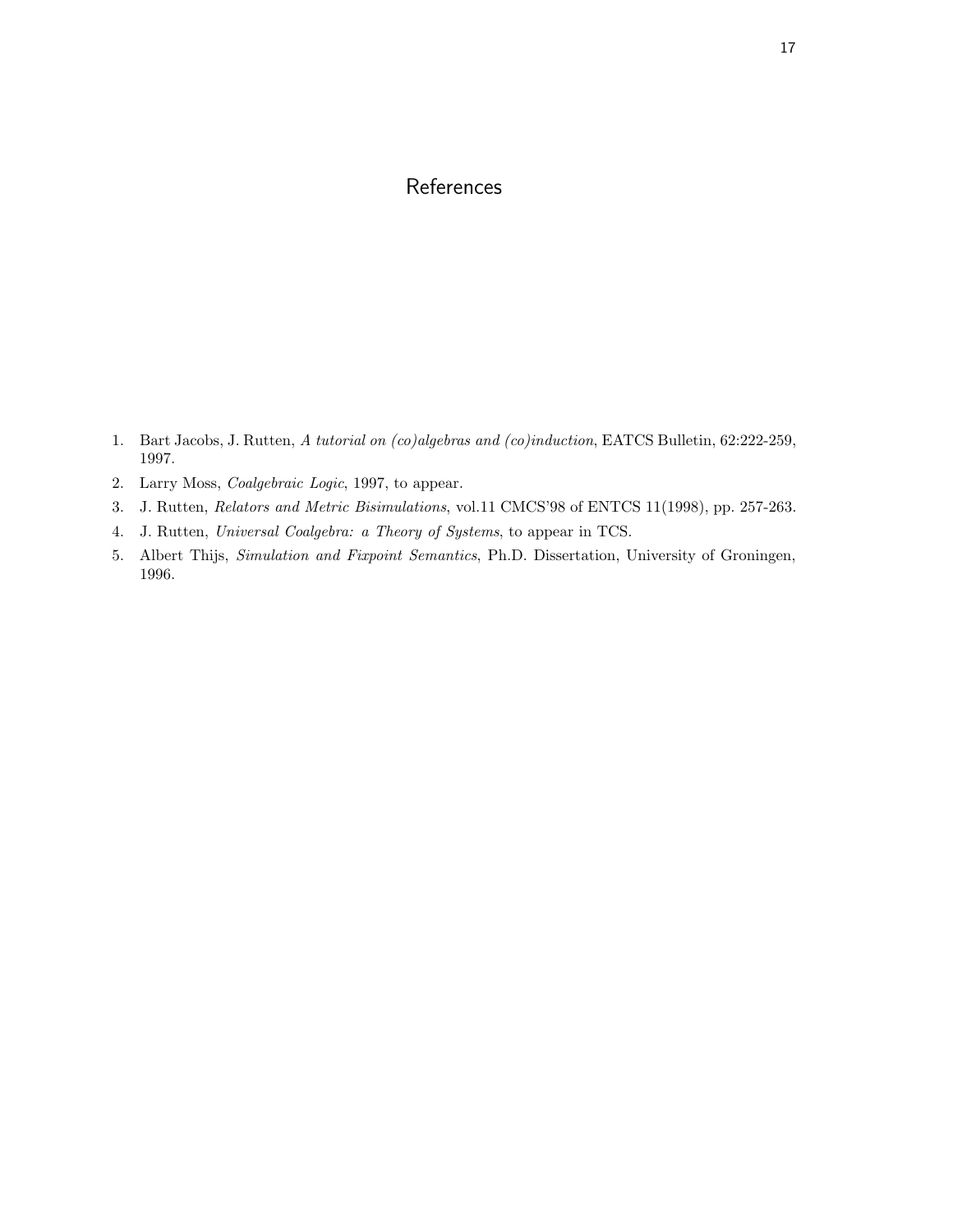# References

1. Bart Jacobs, J. Rutten, *A tutorial on (co)algebras and (co)induction*, EATCS Bulletin, 62:222-259, 1997.
2. Larry Moss, *Coalgebraic Logic*, 1997, to appear.
3. J. Rutten, *Relators and Metric Bisimulations*, vol.11 CMCS'98 of ENTCS 11(1998), pp. 257-263.
4. J. Rutten, *Universal Coalgebra: a Theory of Systems*, to appear in TCS.
5. Albert Thijs, *Simulation and Fixpoint Semantics*, Ph.D. Dissertation, University of Groningen, 1996.